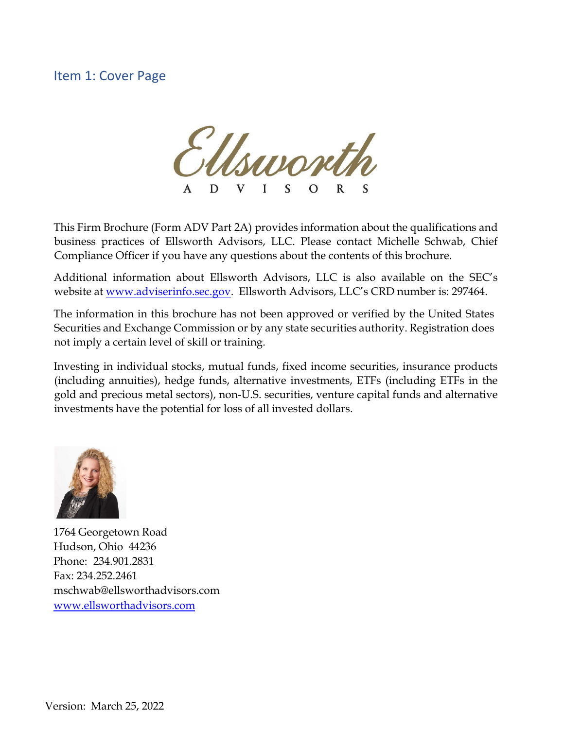# Item 1: Cover Page

Ellsworth

ADVISORS

This Firm Brochure (Form ADV Part 2A) provides information about the qualifications and business practices of Ellsworth Advisors, LLC. Please contact Michelle Schwab, Chief Compliance Officer if you have any questions about the contents of this brochure.

Additional information about Ellsworth Advisors, LLC is also available on the SEC's website at www.adviserinfo.sec.gov. Ellsworth Advisors, LLC's CRD number is: 297464.

The information in this brochure has not been approved or verified by the United States Securities and Exchange Commission or by any state securities authority. Registration does not imply a certain level of skill or training.

Investing in individual stocks, mutual funds, fixed income securities, insurance products (including annuities), hedge funds, alternative investments, ETFs (including ETFs in the gold and precious metal sectors), non-U.S. securities, venture capital funds and alternative investments have the potential for loss of all invested dollars.

1764 Georgetown Road
Hudson, Ohio 44236
Phone: 234.901.2831
Fax: 234.252.2461
mschwab@ellsworthadvisors.com
www.ellsworthadvisors.com

Version: March 25, 2022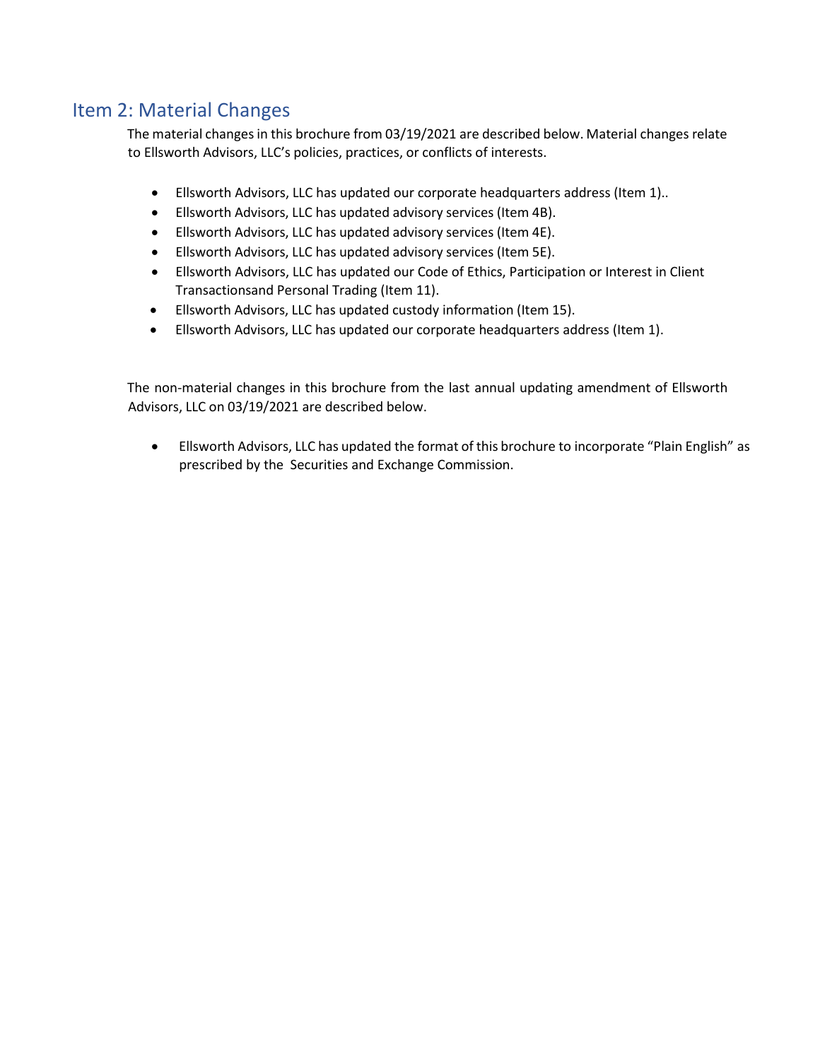## Item 2: Material Changes

The material changes in this brochure from 03/19/2021 are described below. Material changes relate to Ellsworth Advisors, LLC's policies, practices, or conflicts of interests.

- Ellsworth Advisors, LLC has updated our corporate headquarters address (Item 1)..
- Ellsworth Advisors, LLC has updated advisory services (Item 4B).
- Ellsworth Advisors, LLC has updated advisory services (Item 4E).
- Ellsworth Advisors, LLC has updated advisory services (Item 5E).
- Ellsworth Advisors, LLC has updated our Code of Ethics, Participation or Interest in Client Transactionsand Personal Trading (Item 11).
- Ellsworth Advisors, LLC has updated custody information (Item 15).
- Ellsworth Advisors, LLC has updated our corporate headquarters address (Item 1).

The non-material changes in this brochure from the last annual updating amendment of Ellsworth Advisors, LLC on 03/19/2021 are described below.

- Ellsworth Advisors, LLC has updated the format of this brochure to incorporate "Plain English" as prescribed by the Securities and Exchange Commission.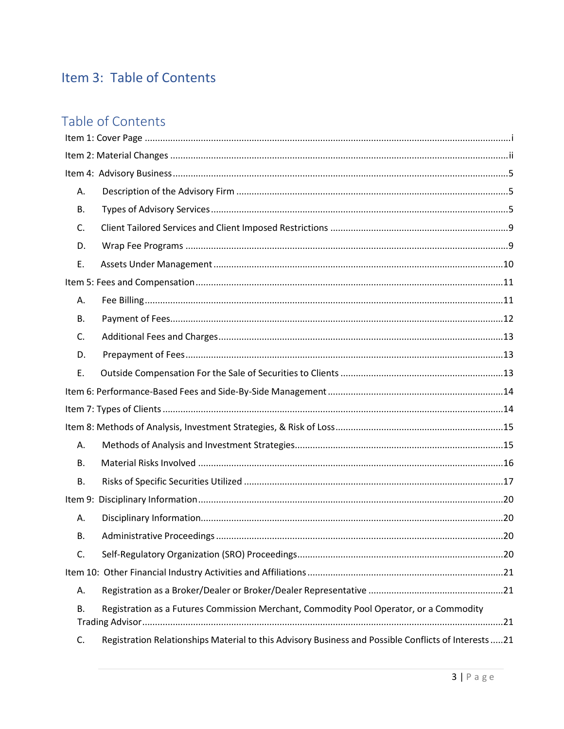# Item 3: Table of Contents

## Table of Contents

Item 1: Cover Page ........................................................................................................................................i

Item 2: Material Changes ..............................................................................................................................ii

Item 4: Advisory Business ............................................................................................................................5

- A. Description of the Advisory Firm ..........................................................................................................5
- B. Types of Advisory Services ...................................................................................................................5
- C. Client Tailored Services and Client Imposed Restrictions ......................................................................9
- D. Wrap Fee Programs ..............................................................................................................................9
- E. Assets Under Management .................................................................................................................10

Item 5: Fees and Compensation .................................................................................................................11

- A. Fee Billing ...........................................................................................................................................11
- B. Payment of Fees ..................................................................................................................................12
- C. Additional Fees and Charges ...............................................................................................................13
- D. Prepayment of Fees ............................................................................................................................13
- E. Outside Compensation For the Sale of Securities to Clients ................................................................13

Item 6: Performance-Based Fees and Side-By-Side Management .............................................................14

Item 7: Types of Clients ..............................................................................................................................14

Item 8: Methods of Analysis, Investment Strategies, & Risk of Loss ..........................................................15

- A. Methods of Analysis and Investment Strategies .................................................................................15
- B. Material Risks Involved .......................................................................................................................16
- B. Risks of Specific Securities Utilized .....................................................................................................17

Item 9: Disciplinary Information ................................................................................................................20

- A. Disciplinary Information .....................................................................................................................20
- B. Administrative Proceedings ................................................................................................................20
- C. Self-Regulatory Organization (SRO) Proceedings .................................................................................20

Item 10: Other Financial Industry Activities and Affiliations ......................................................................21

- A. Registration as a Broker/Dealer or Broker/Dealer Representative .....................................................21
- B. Registration as a Futures Commission Merchant, Commodity Pool Operator, or a Commodity Trading Advisor ...........................................................................................................................................21
- C. Registration Relationships Material to this Advisory Business and Possible Conflicts of Interests .....21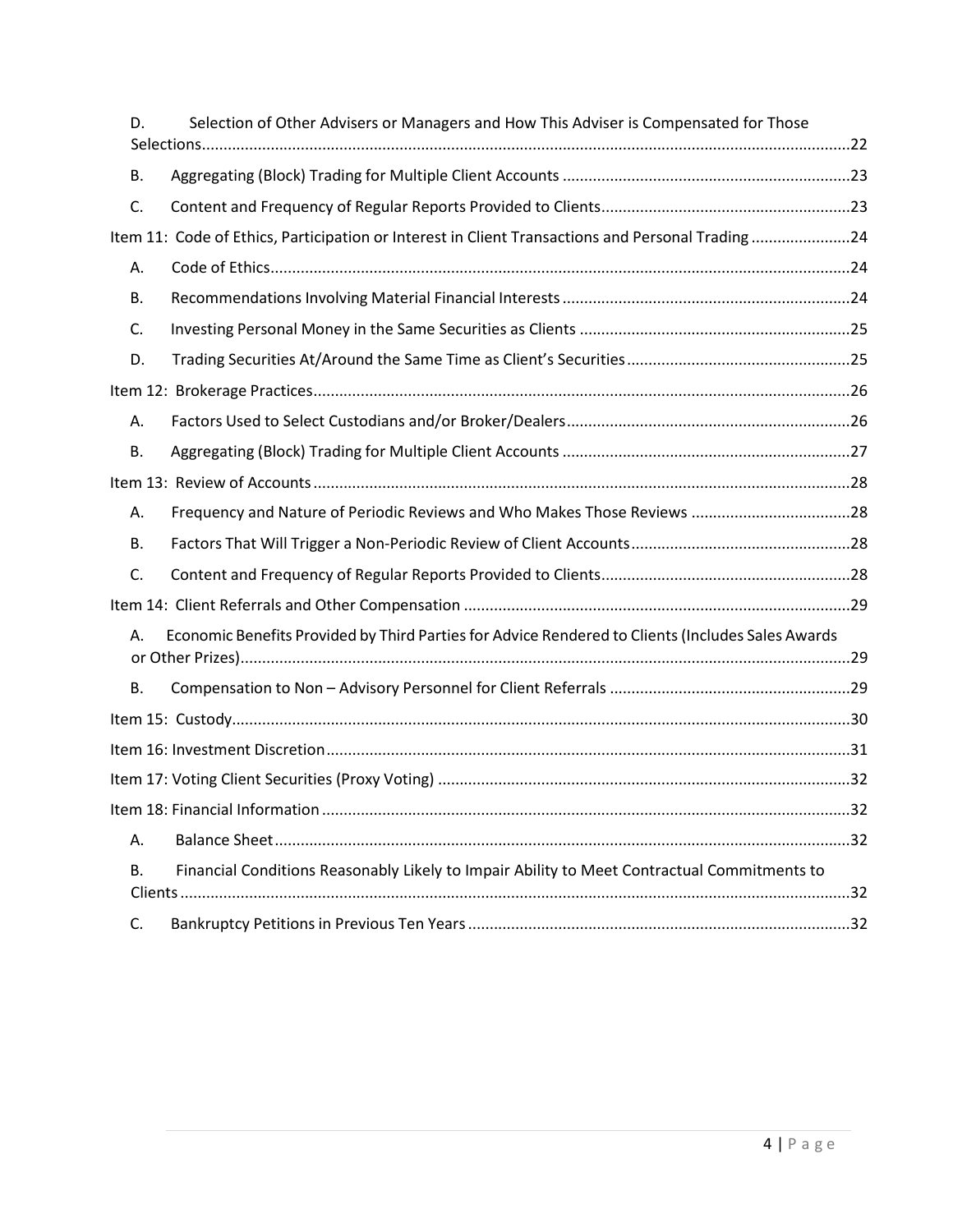D. Selection of Other Advisers or Managers and How This Adviser is Compensated for Those Selections ....22

B. Aggregating (Block) Trading for Multiple Client Accounts ....23

C. Content and Frequency of Regular Reports Provided to Clients ....23

Item 11: Code of Ethics, Participation or Interest in Client Transactions and Personal Trading ....24

A. Code of Ethics ....24

B. Recommendations Involving Material Financial Interests ....24

C. Investing Personal Money in the Same Securities as Clients ....25

D. Trading Securities At/Around the Same Time as Client's Securities ....25

Item 12: Brokerage Practices ....26

A. Factors Used to Select Custodians and/or Broker/Dealers ....26

B. Aggregating (Block) Trading for Multiple Client Accounts ....27

Item 13: Review of Accounts ....28

A. Frequency and Nature of Periodic Reviews and Who Makes Those Reviews ....28

B. Factors That Will Trigger a Non-Periodic Review of Client Accounts ....28

C. Content and Frequency of Regular Reports Provided to Clients ....28

Item 14: Client Referrals and Other Compensation ....29

A. Economic Benefits Provided by Third Parties for Advice Rendered to Clients (Includes Sales Awards or Other Prizes) ....29

B. Compensation to Non – Advisory Personnel for Client Referrals ....29

Item 15: Custody ....30

Item 16: Investment Discretion ....31

Item 17: Voting Client Securities (Proxy Voting) ....32

Item 18: Financial Information ....32

A. Balance Sheet ....32

B. Financial Conditions Reasonably Likely to Impair Ability to Meet Contractual Commitments to Clients ....32

C. Bankruptcy Petitions in Previous Ten Years ....32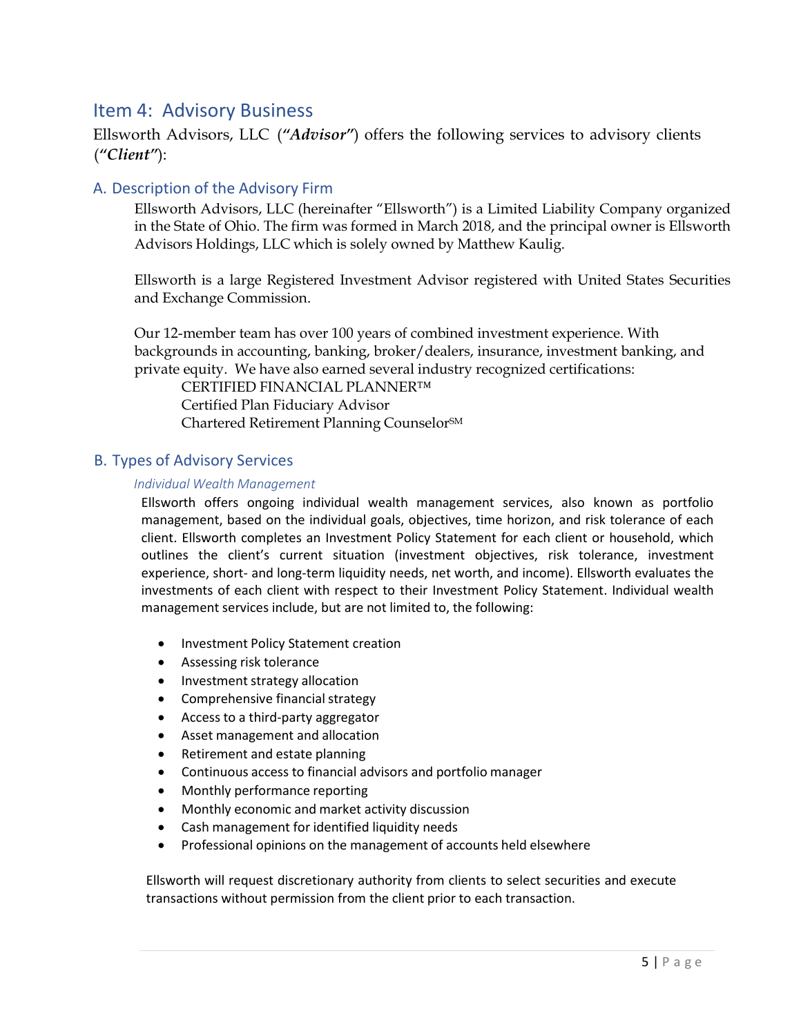# Item 4: Advisory Business

Ellsworth Advisors, LLC (***"Advisor"***) offers the following services to advisory clients (***"Client"***):

## A. Description of the Advisory Firm

Ellsworth Advisors, LLC (hereinafter "Ellsworth") is a Limited Liability Company organized in the State of Ohio. The firm was formed in March 2018, and the principal owner is Ellsworth Advisors Holdings, LLC which is solely owned by Matthew Kaulig.

Ellsworth is a large Registered Investment Advisor registered with United States Securities and Exchange Commission.

Our 12-member team has over 100 years of combined investment experience. With backgrounds in accounting, banking, broker/dealers, insurance, investment banking, and private equity. We have also earned several industry recognized certifications:

CERTIFIED FINANCIAL PLANNER™
Certified Plan Fiduciary Advisor
Chartered Retirement Planning Counselor℠

## B. Types of Advisory Services

### *Individual Wealth Management*

Ellsworth offers ongoing individual wealth management services, also known as portfolio management, based on the individual goals, objectives, time horizon, and risk tolerance of each client. Ellsworth completes an Investment Policy Statement for each client or household, which outlines the client's current situation (investment objectives, risk tolerance, investment experience, short- and long-term liquidity needs, net worth, and income). Ellsworth evaluates the investments of each client with respect to their Investment Policy Statement. Individual wealth management services include, but are not limited to, the following:

- Investment Policy Statement creation
- Assessing risk tolerance
- Investment strategy allocation
- Comprehensive financial strategy
- Access to a third-party aggregator
- Asset management and allocation
- Retirement and estate planning
- Continuous access to financial advisors and portfolio manager
- Monthly performance reporting
- Monthly economic and market activity discussion
- Cash management for identified liquidity needs
- Professional opinions on the management of accounts held elsewhere

Ellsworth will request discretionary authority from clients to select securities and execute transactions without permission from the client prior to each transaction.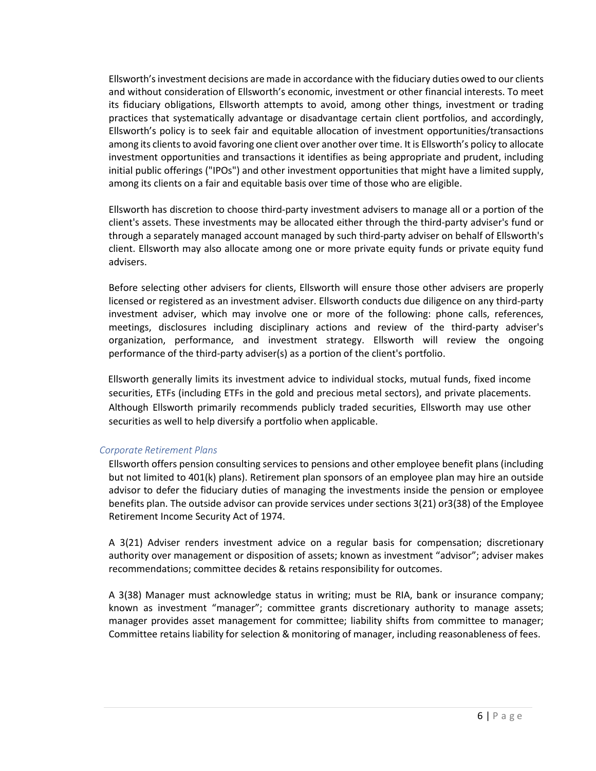Ellsworth's investment decisions are made in accordance with the fiduciary duties owed to our clients and without consideration of Ellsworth's economic, investment or other financial interests. To meet its fiduciary obligations, Ellsworth attempts to avoid, among other things, investment or trading practices that systematically advantage or disadvantage certain client portfolios, and accordingly, Ellsworth's policy is to seek fair and equitable allocation of investment opportunities/transactions among its clients to avoid favoring one client over another over time. It is Ellsworth's policy to allocate investment opportunities and transactions it identifies as being appropriate and prudent, including initial public offerings ("IPOs") and other investment opportunities that might have a limited supply, among its clients on a fair and equitable basis over time of those who are eligible.

Ellsworth has discretion to choose third-party investment advisers to manage all or a portion of the client's assets. These investments may be allocated either through the third-party adviser's fund or through a separately managed account managed by such third-party adviser on behalf of Ellsworth's client. Ellsworth may also allocate among one or more private equity funds or private equity fund advisers.

Before selecting other advisers for clients, Ellsworth will ensure those other advisers are properly licensed or registered as an investment adviser. Ellsworth conducts due diligence on any third-party investment adviser, which may involve one or more of the following: phone calls, references, meetings, disclosures including disciplinary actions and review of the third-party adviser's organization, performance, and investment strategy. Ellsworth will review the ongoing performance of the third-party adviser(s) as a portion of the client's portfolio.

Ellsworth generally limits its investment advice to individual stocks, mutual funds, fixed income securities, ETFs (including ETFs in the gold and precious metal sectors), and private placements. Although Ellsworth primarily recommends publicly traded securities, Ellsworth may use other securities as well to help diversify a portfolio when applicable.

*Corporate Retirement Plans*

Ellsworth offers pension consulting services to pensions and other employee benefit plans (including but not limited to 401(k) plans). Retirement plan sponsors of an employee plan may hire an outside advisor to defer the fiduciary duties of managing the investments inside the pension or employee benefits plan. The outside advisor can provide services under sections 3(21) or3(38) of the Employee Retirement Income Security Act of 1974.

A 3(21) Adviser renders investment advice on a regular basis for compensation; discretionary authority over management or disposition of assets; known as investment "advisor"; adviser makes recommendations; committee decides & retains responsibility for outcomes.

A 3(38) Manager must acknowledge status in writing; must be RIA, bank or insurance company; known as investment "manager"; committee grants discretionary authority to manage assets; manager provides asset management for committee; liability shifts from committee to manager; Committee retains liability for selection & monitoring of manager, including reasonableness of fees.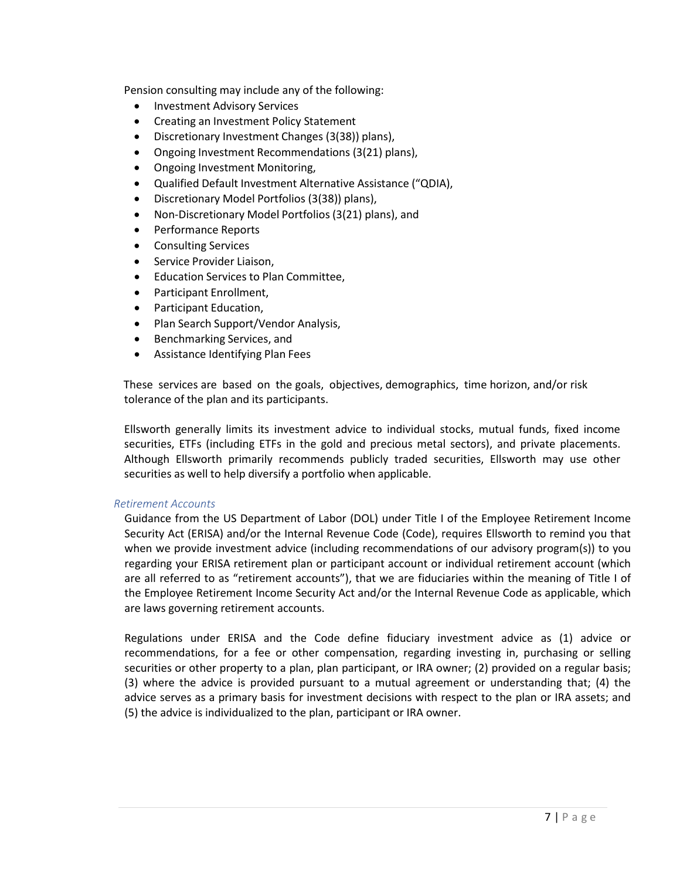Pension consulting may include any of the following:

- Investment Advisory Services
- Creating an Investment Policy Statement
- Discretionary Investment Changes (3(38)) plans),
- Ongoing Investment Recommendations (3(21) plans),
- Ongoing Investment Monitoring,
- Qualified Default Investment Alternative Assistance ("QDIA),
- Discretionary Model Portfolios (3(38)) plans),
- Non-Discretionary Model Portfolios (3(21) plans), and
- Performance Reports
- Consulting Services
- Service Provider Liaison,
- Education Services to Plan Committee,
- Participant Enrollment,
- Participant Education,
- Plan Search Support/Vendor Analysis,
- Benchmarking Services, and
- Assistance Identifying Plan Fees

These services are based on the goals, objectives, demographics, time horizon, and/or risk tolerance of the plan and its participants.

Ellsworth generally limits its investment advice to individual stocks, mutual funds, fixed income securities, ETFs (including ETFs in the gold and precious metal sectors), and private placements. Although Ellsworth primarily recommends publicly traded securities, Ellsworth may use other securities as well to help diversify a portfolio when applicable.

*Retirement Accounts*

Guidance from the US Department of Labor (DOL) under Title I of the Employee Retirement Income Security Act (ERISA) and/or the Internal Revenue Code (Code), requires Ellsworth to remind you that when we provide investment advice (including recommendations of our advisory program(s)) to you regarding your ERISA retirement plan or participant account or individual retirement account (which are all referred to as "retirement accounts"), that we are fiduciaries within the meaning of Title I of the Employee Retirement Income Security Act and/or the Internal Revenue Code as applicable, which are laws governing retirement accounts.

Regulations under ERISA and the Code define fiduciary investment advice as (1) advice or recommendations, for a fee or other compensation, regarding investing in, purchasing or selling securities or other property to a plan, plan participant, or IRA owner; (2) provided on a regular basis; (3) where the advice is provided pursuant to a mutual agreement or understanding that; (4) the advice serves as a primary basis for investment decisions with respect to the plan or IRA assets; and (5) the advice is individualized to the plan, participant or IRA owner.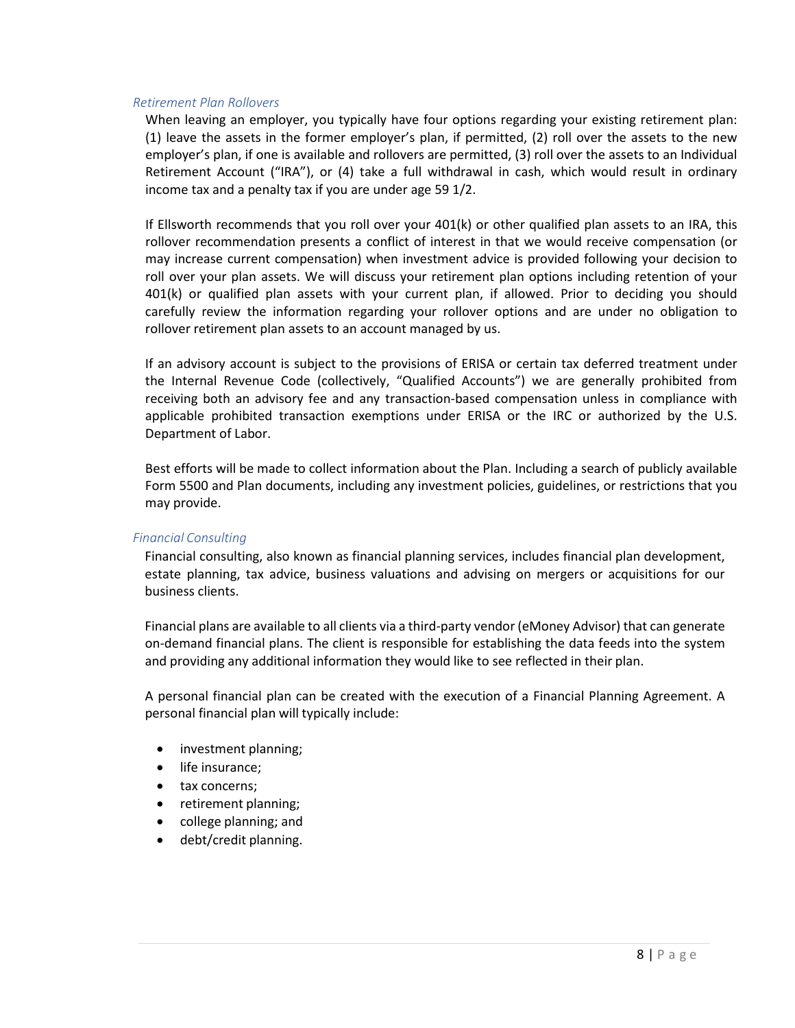### *Retirement Plan Rollovers*

When leaving an employer, you typically have four options regarding your existing retirement plan: (1) leave the assets in the former employer's plan, if permitted, (2) roll over the assets to the new employer's plan, if one is available and rollovers are permitted, (3) roll over the assets to an Individual Retirement Account ("IRA"), or (4) take a full withdrawal in cash, which would result in ordinary income tax and a penalty tax if you are under age 59 1/2.

If Ellsworth recommends that you roll over your 401(k) or other qualified plan assets to an IRA, this rollover recommendation presents a conflict of interest in that we would receive compensation (or may increase current compensation) when investment advice is provided following your decision to roll over your plan assets. We will discuss your retirement plan options including retention of your 401(k) or qualified plan assets with your current plan, if allowed. Prior to deciding you should carefully review the information regarding your rollover options and are under no obligation to rollover retirement plan assets to an account managed by us.

If an advisory account is subject to the provisions of ERISA or certain tax deferred treatment under the Internal Revenue Code (collectively, "Qualified Accounts") we are generally prohibited from receiving both an advisory fee and any transaction-based compensation unless in compliance with applicable prohibited transaction exemptions under ERISA or the IRC or authorized by the U.S. Department of Labor.

Best efforts will be made to collect information about the Plan. Including a search of publicly available Form 5500 and Plan documents, including any investment policies, guidelines, or restrictions that you may provide.

### *Financial Consulting*

Financial consulting, also known as financial planning services, includes financial plan development, estate planning, tax advice, business valuations and advising on mergers or acquisitions for our business clients.

Financial plans are available to all clients via a third-party vendor (eMoney Advisor) that can generate on-demand financial plans. The client is responsible for establishing the data feeds into the system and providing any additional information they would like to see reflected in their plan.

A personal financial plan can be created with the execution of a Financial Planning Agreement. A personal financial plan will typically include:

- investment planning;
- life insurance;
- tax concerns;
- retirement planning;
- college planning; and
- debt/credit planning.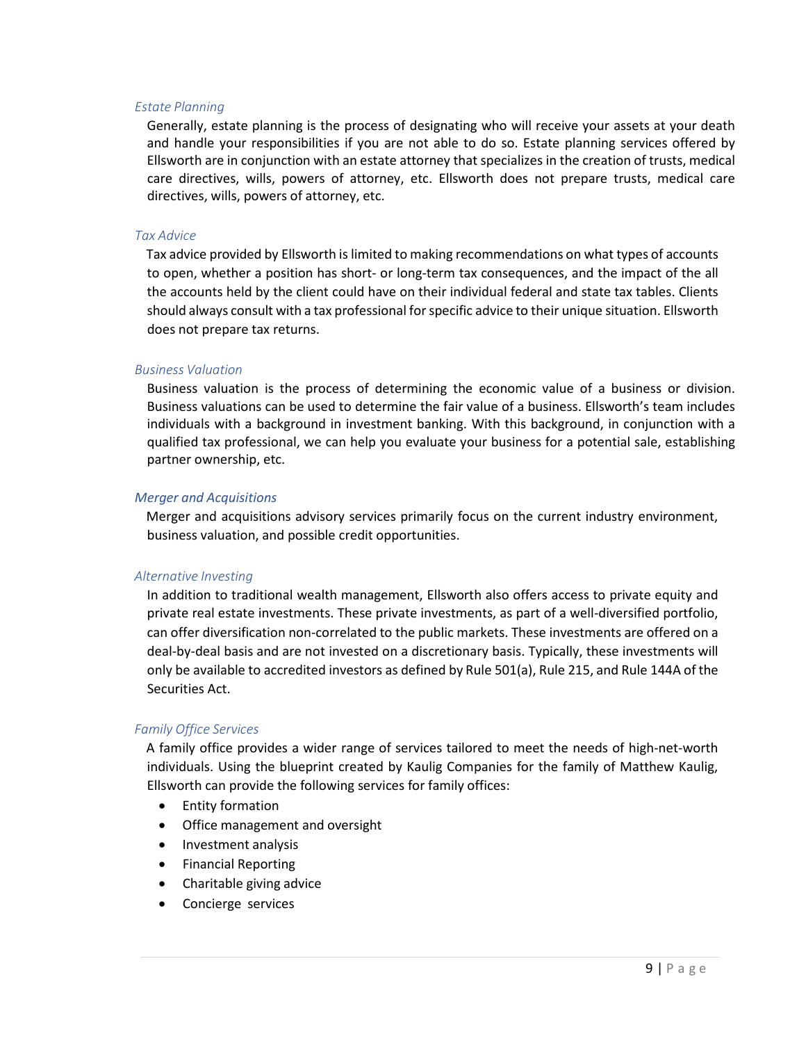### *Estate Planning*

Generally, estate planning is the process of designating who will receive your assets at your death and handle your responsibilities if you are not able to do so. Estate planning services offered by Ellsworth are in conjunction with an estate attorney that specializes in the creation of trusts, medical care directives, wills, powers of attorney, etc. Ellsworth does not prepare trusts, medical care directives, wills, powers of attorney, etc.

### *Tax Advice*

Tax advice provided by Ellsworth is limited to making recommendations on what types of accounts to open, whether a position has short- or long-term tax consequences, and the impact of the all the accounts held by the client could have on their individual federal and state tax tables. Clients should always consult with a tax professional for specific advice to their unique situation. Ellsworth does not prepare tax returns.

### *Business Valuation*

Business valuation is the process of determining the economic value of a business or division. Business valuations can be used to determine the fair value of a business. Ellsworth's team includes individuals with a background in investment banking. With this background, in conjunction with a qualified tax professional, we can help you evaluate your business for a potential sale, establishing partner ownership, etc.

### *Merger and Acquisitions*

Merger and acquisitions advisory services primarily focus on the current industry environment, business valuation, and possible credit opportunities.

### *Alternative Investing*

In addition to traditional wealth management, Ellsworth also offers access to private equity and private real estate investments. These private investments, as part of a well-diversified portfolio, can offer diversification non-correlated to the public markets. These investments are offered on a deal-by-deal basis and are not invested on a discretionary basis. Typically, these investments will only be available to accredited investors as defined by Rule 501(a), Rule 215, and Rule 144A of the Securities Act.

### *Family Office Services*

A family office provides a wider range of services tailored to meet the needs of high-net-worth individuals. Using the blueprint created by Kaulig Companies for the family of Matthew Kaulig, Ellsworth can provide the following services for family offices:

- Entity formation
- Office management and oversight
- Investment analysis
- Financial Reporting
- Charitable giving advice
- Concierge services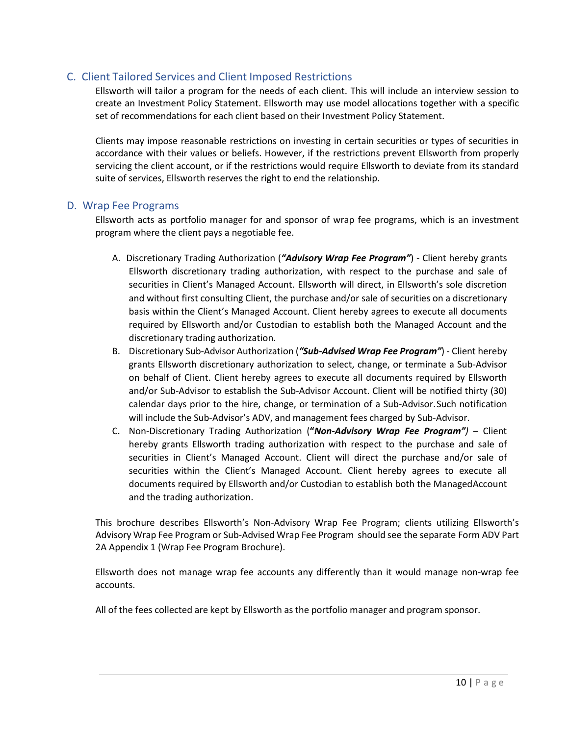## C. Client Tailored Services and Client Imposed Restrictions

Ellsworth will tailor a program for the needs of each client. This will include an interview session to create an Investment Policy Statement. Ellsworth may use model allocations together with a specific set of recommendations for each client based on their Investment Policy Statement.

Clients may impose reasonable restrictions on investing in certain securities or types of securities in accordance with their values or beliefs. However, if the restrictions prevent Ellsworth from properly servicing the client account, or if the restrictions would require Ellsworth to deviate from its standard suite of services, Ellsworth reserves the right to end the relationship.

## D. Wrap Fee Programs

Ellsworth acts as portfolio manager for and sponsor of wrap fee programs, which is an investment program where the client pays a negotiable fee.

A. Discretionary Trading Authorization (***"Advisory Wrap Fee Program"***) - Client hereby grants Ellsworth discretionary trading authorization, with respect to the purchase and sale of securities in Client's Managed Account. Ellsworth will direct, in Ellsworth's sole discretion and without first consulting Client, the purchase and/or sale of securities on a discretionary basis within the Client's Managed Account. Client hereby agrees to execute all documents required by Ellsworth and/or Custodian to establish both the Managed Account and the discretionary trading authorization.

B. Discretionary Sub-Advisor Authorization (***"Sub-Advised Wrap Fee Program"***) - Client hereby grants Ellsworth discretionary authorization to select, change, or terminate a Sub-Advisor on behalf of Client. Client hereby agrees to execute all documents required by Ellsworth and/or Sub-Advisor to establish the Sub-Advisor Account. Client will be notified thirty (30) calendar days prior to the hire, change, or termination of a Sub-Advisor. Such notification will include the Sub-Advisor's ADV, and management fees charged by Sub-Advisor.

C. Non-Discretionary Trading Authorization (**"*Non-Advisory Wrap Fee Program"*)** – Client hereby grants Ellsworth trading authorization with respect to the purchase and sale of securities in Client's Managed Account. Client will direct the purchase and/or sale of securities within the Client's Managed Account. Client hereby agrees to execute all documents required by Ellsworth and/or Custodian to establish both the ManagedAccount and the trading authorization.

This brochure describes Ellsworth's Non-Advisory Wrap Fee Program; clients utilizing Ellsworth's Advisory Wrap Fee Program or Sub-Advised Wrap Fee Program should see the separate Form ADV Part 2A Appendix 1 (Wrap Fee Program Brochure).

Ellsworth does not manage wrap fee accounts any differently than it would manage non-wrap fee accounts.

All of the fees collected are kept by Ellsworth as the portfolio manager and program sponsor.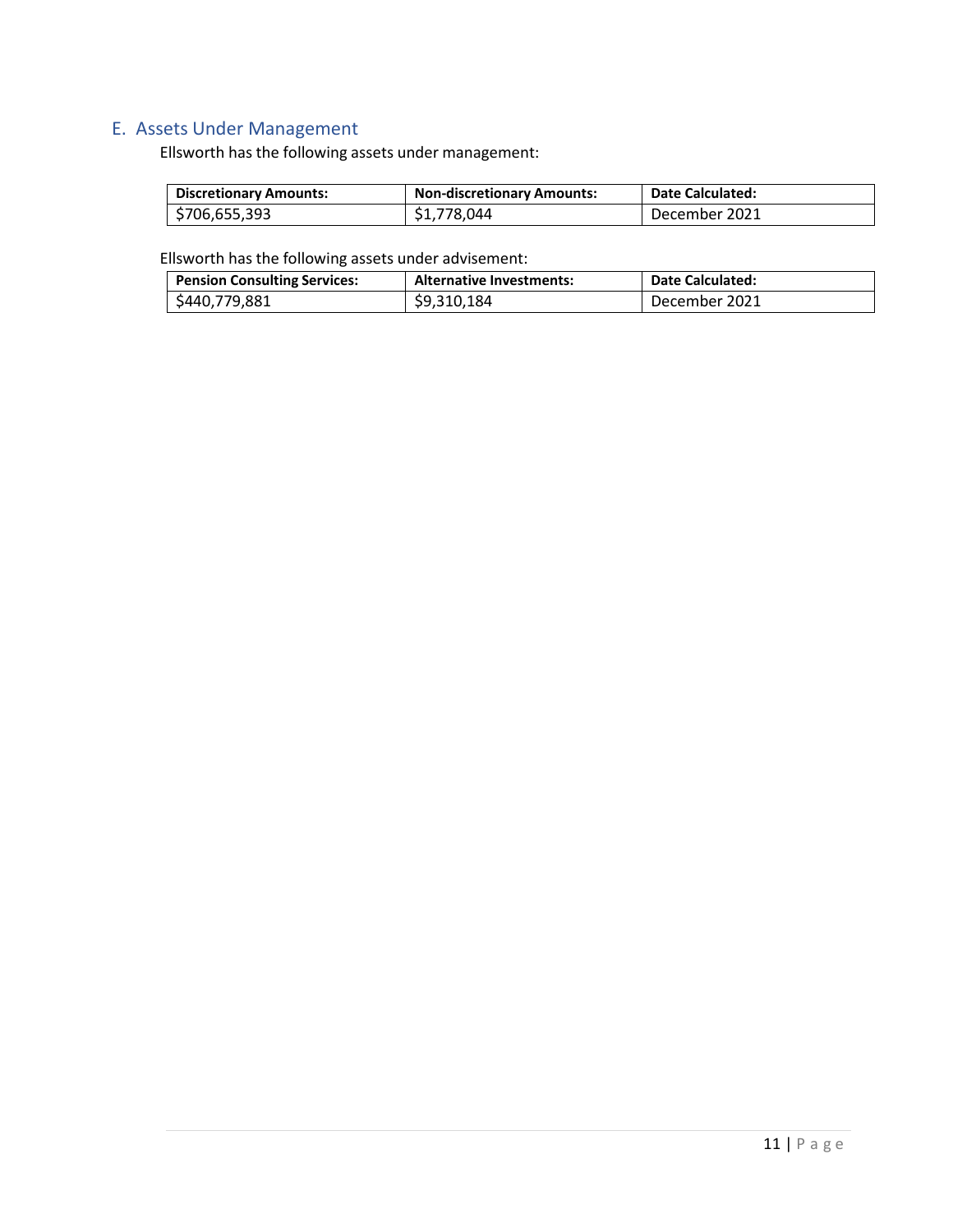## E. Assets Under Management

Ellsworth has the following assets under management:

| Discretionary Amounts: | Non-discretionary Amounts: | Date Calculated: |
|---|---|---|
| $706,655,393 | $1,778,044 | December 2021 |

Ellsworth has the following assets under advisement:

| Pension Consulting Services: | Alternative Investments: | Date Calculated: |
|---|---|---|
| $440,779,881 | $9,310,184 | December 2021 |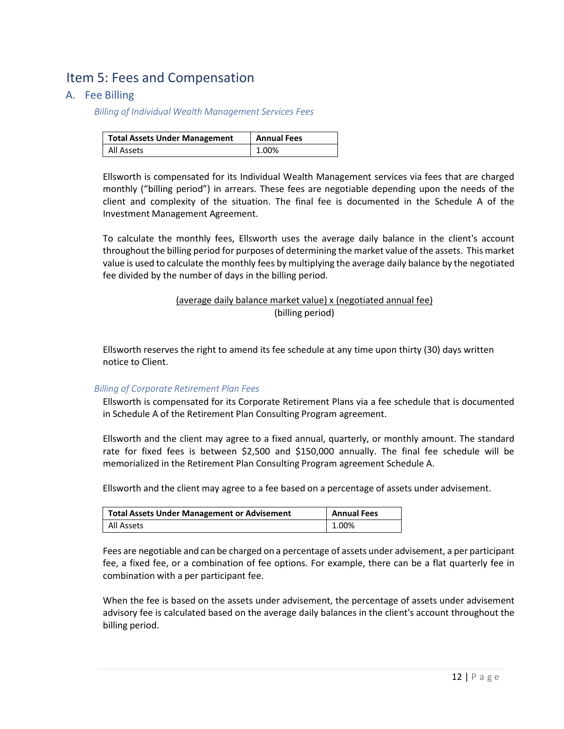# Item 5: Fees and Compensation

## A. Fee Billing

*Billing of Individual Wealth Management Services Fees*

| Total Assets Under Management | Annual Fees |
|---|---|
| All Assets | 1.00% |

Ellsworth is compensated for its Individual Wealth Management services via fees that are charged monthly ("billing period") in arrears. These fees are negotiable depending upon the needs of the client and complexity of the situation. The final fee is documented in the Schedule A of the Investment Management Agreement.

To calculate the monthly fees, Ellsworth uses the average daily balance in the client's account throughout the billing period for purposes of determining the market value of the assets. This market value is used to calculate the monthly fees by multiplying the average daily balance by the negotiated fee divided by the number of days in the billing period.

$$\frac{\text{(average daily balance market value)} \times \text{(negotiated annual fee)}}{\text{(billing period)}}$$

Ellsworth reserves the right to amend its fee schedule at any time upon thirty (30) days written notice to Client.

*Billing of Corporate Retirement Plan Fees*

Ellsworth is compensated for its Corporate Retirement Plans via a fee schedule that is documented in Schedule A of the Retirement Plan Consulting Program agreement.

Ellsworth and the client may agree to a fixed annual, quarterly, or monthly amount. The standard rate for fixed fees is between $2,500 and $150,000 annually. The final fee schedule will be memorialized in the Retirement Plan Consulting Program agreement Schedule A.

Ellsworth and the client may agree to a fee based on a percentage of assets under advisement.

| Total Assets Under Management or Advisement | Annual Fees |
|---|---|
| All Assets | 1.00% |

Fees are negotiable and can be charged on a percentage of assets under advisement, a per participant fee, a fixed fee, or a combination of fee options. For example, there can be a flat quarterly fee in combination with a per participant fee.

When the fee is based on the assets under advisement, the percentage of assets under advisement advisory fee is calculated based on the average daily balances in the client's account throughout the billing period.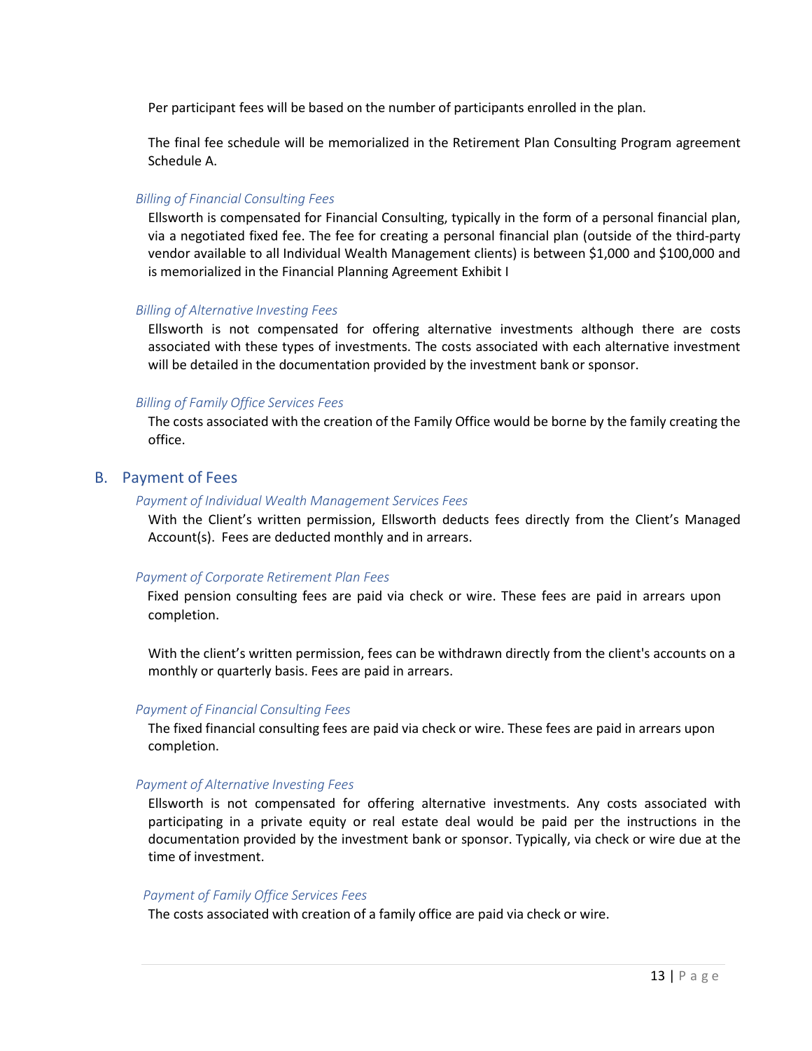Per participant fees will be based on the number of participants enrolled in the plan.

The final fee schedule will be memorialized in the Retirement Plan Consulting Program agreement Schedule A.

*Billing of Financial Consulting Fees*

Ellsworth is compensated for Financial Consulting, typically in the form of a personal financial plan, via a negotiated fixed fee. The fee for creating a personal financial plan (outside of the third-party vendor available to all Individual Wealth Management clients) is between $1,000 and $100,000 and is memorialized in the Financial Planning Agreement Exhibit I

*Billing of Alternative Investing Fees*

Ellsworth is not compensated for offering alternative investments although there are costs associated with these types of investments. The costs associated with each alternative investment will be detailed in the documentation provided by the investment bank or sponsor.

*Billing of Family Office Services Fees*

The costs associated with the creation of the Family Office would be borne by the family creating the office.

## B. Payment of Fees

*Payment of Individual Wealth Management Services Fees*

With the Client's written permission, Ellsworth deducts fees directly from the Client's Managed Account(s). Fees are deducted monthly and in arrears.

*Payment of Corporate Retirement Plan Fees*

Fixed pension consulting fees are paid via check or wire. These fees are paid in arrears upon completion.

With the client's written permission, fees can be withdrawn directly from the client's accounts on a monthly or quarterly basis. Fees are paid in arrears.

*Payment of Financial Consulting Fees*

The fixed financial consulting fees are paid via check or wire. These fees are paid in arrears upon completion.

*Payment of Alternative Investing Fees*

Ellsworth is not compensated for offering alternative investments. Any costs associated with participating in a private equity or real estate deal would be paid per the instructions in the documentation provided by the investment bank or sponsor. Typically, via check or wire due at the time of investment.

*Payment of Family Office Services Fees*

The costs associated with creation of a family office are paid via check or wire.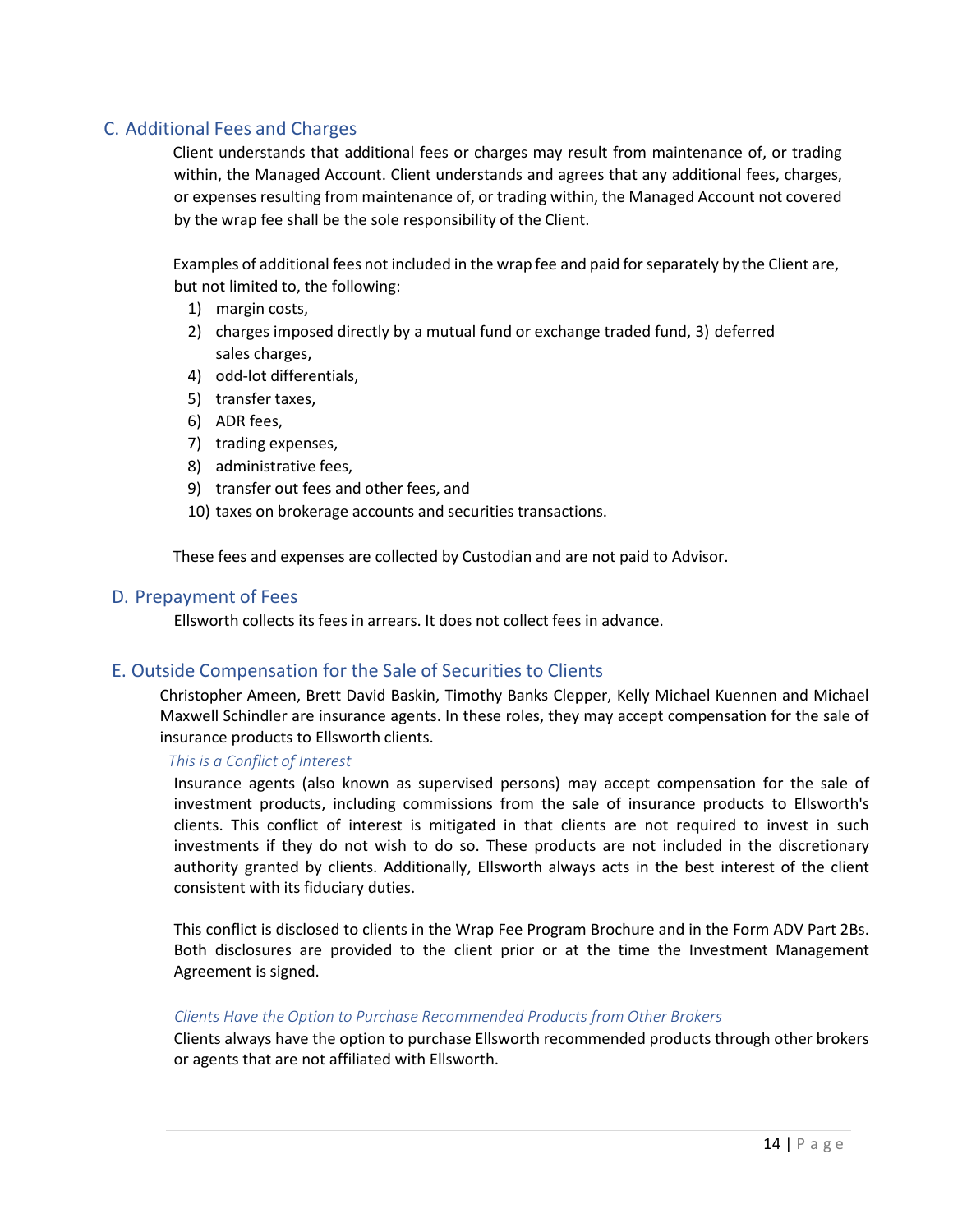## C. Additional Fees and Charges

Client understands that additional fees or charges may result from maintenance of, or trading within, the Managed Account. Client understands and agrees that any additional fees, charges, or expenses resulting from maintenance of, or trading within, the Managed Account not covered by the wrap fee shall be the sole responsibility of the Client.

Examples of additional fees not included in the wrap fee and paid for separately by the Client are, but not limited to, the following:

1) margin costs,
2) charges imposed directly by a mutual fund or exchange traded fund, 3) deferred sales charges,
4) odd-lot differentials,
5) transfer taxes,
6) ADR fees,
7) trading expenses,
8) administrative fees,
9) transfer out fees and other fees, and
10) taxes on brokerage accounts and securities transactions.

These fees and expenses are collected by Custodian and are not paid to Advisor.

## D. Prepayment of Fees

Ellsworth collects its fees in arrears. It does not collect fees in advance.

## E. Outside Compensation for the Sale of Securities to Clients

Christopher Ameen, Brett David Baskin, Timothy Banks Clepper, Kelly Michael Kuennen and Michael Maxwell Schindler are insurance agents. In these roles, they may accept compensation for the sale of insurance products to Ellsworth clients.

*This is a Conflict of Interest*

Insurance agents (also known as supervised persons) may accept compensation for the sale of investment products, including commissions from the sale of insurance products to Ellsworth's clients. This conflict of interest is mitigated in that clients are not required to invest in such investments if they do not wish to do so. These products are not included in the discretionary authority granted by clients. Additionally, Ellsworth always acts in the best interest of the client consistent with its fiduciary duties.

This conflict is disclosed to clients in the Wrap Fee Program Brochure and in the Form ADV Part 2Bs. Both disclosures are provided to the client prior or at the time the Investment Management Agreement is signed.

*Clients Have the Option to Purchase Recommended Products from Other Brokers*

Clients always have the option to purchase Ellsworth recommended products through other brokers or agents that are not affiliated with Ellsworth.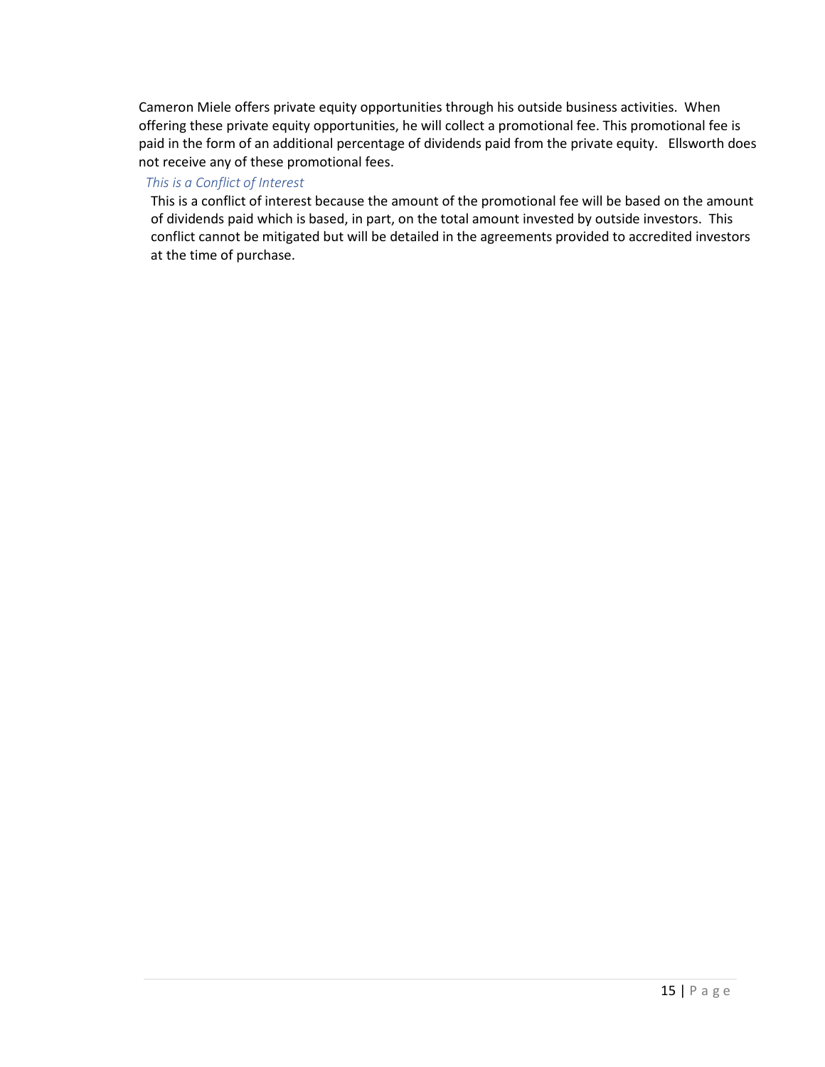Cameron Miele offers private equity opportunities through his outside business activities. When offering these private equity opportunities, he will collect a promotional fee. This promotional fee is paid in the form of an additional percentage of dividends paid from the private equity. Ellsworth does not receive any of these promotional fees.

*This is a Conflict of Interest*

This is a conflict of interest because the amount of the promotional fee will be based on the amount of dividends paid which is based, in part, on the total amount invested by outside investors. This conflict cannot be mitigated but will be detailed in the agreements provided to accredited investors at the time of purchase.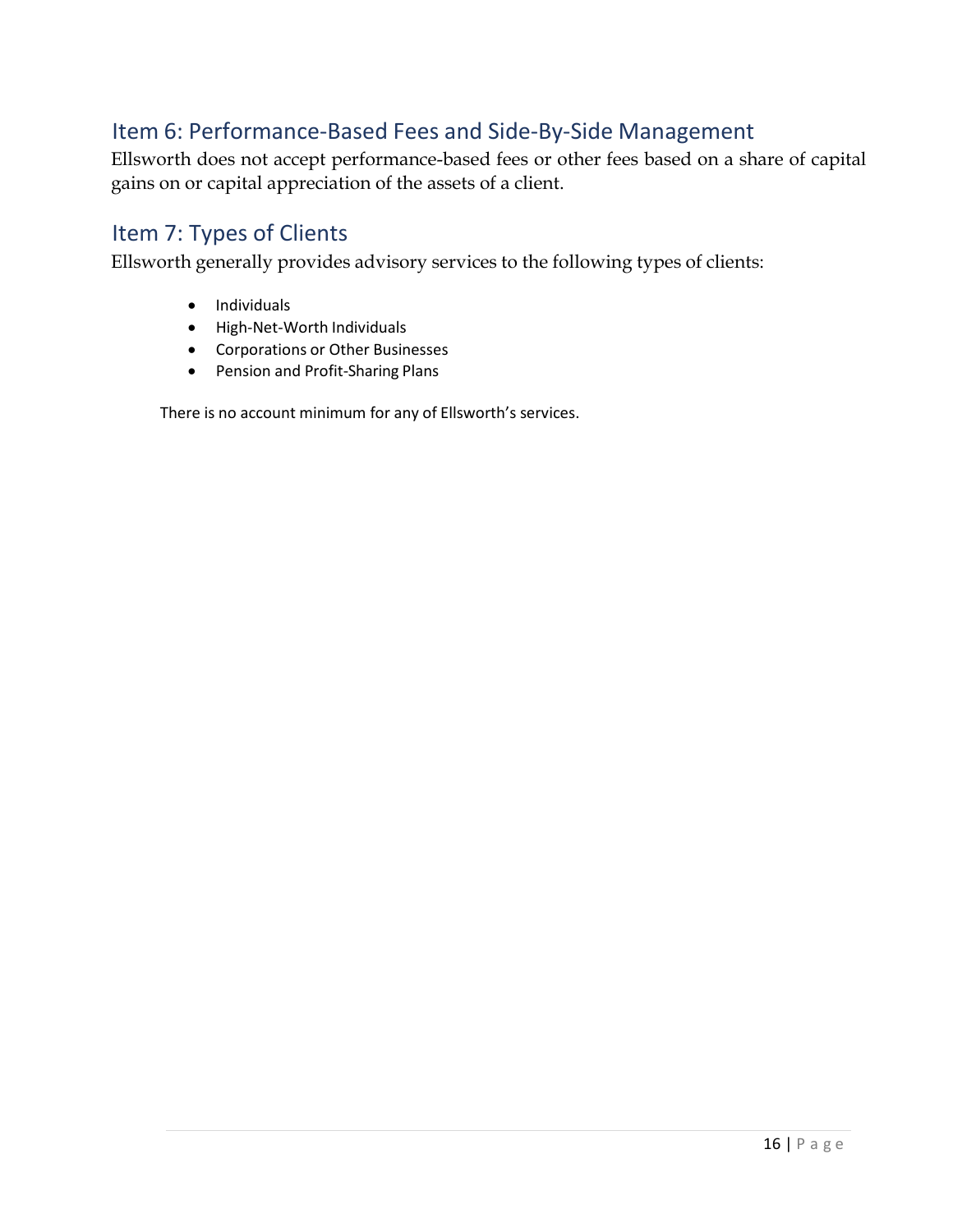## Item 6: Performance-Based Fees and Side-By-Side Management

Ellsworth does not accept performance-based fees or other fees based on a share of capital gains on or capital appreciation of the assets of a client.

## Item 7: Types of Clients

Ellsworth generally provides advisory services to the following types of clients:

- Individuals
- High-Net-Worth Individuals
- Corporations or Other Businesses
- Pension and Profit-Sharing Plans

There is no account minimum for any of Ellsworth's services.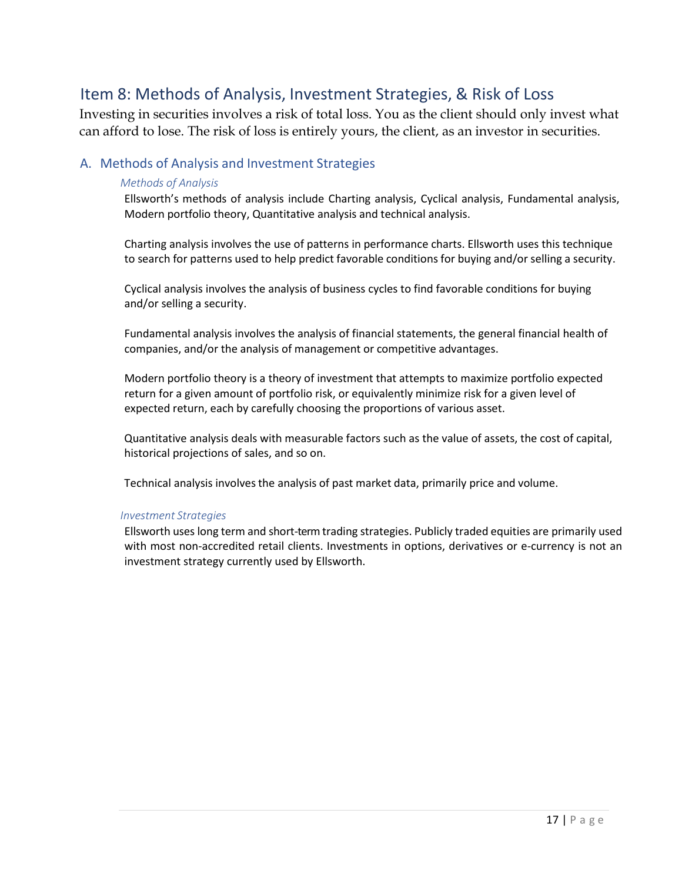## Item 8: Methods of Analysis, Investment Strategies, & Risk of Loss

Investing in securities involves a risk of total loss. You as the client should only invest what can afford to lose. The risk of loss is entirely yours, the client, as an investor in securities.

### A. Methods of Analysis and Investment Strategies

*Methods of Analysis*

Ellsworth's methods of analysis include Charting analysis, Cyclical analysis, Fundamental analysis, Modern portfolio theory, Quantitative analysis and technical analysis.

Charting analysis involves the use of patterns in performance charts. Ellsworth uses this technique to search for patterns used to help predict favorable conditions for buying and/or selling a security.

Cyclical analysis involves the analysis of business cycles to find favorable conditions for buying and/or selling a security.

Fundamental analysis involves the analysis of financial statements, the general financial health of companies, and/or the analysis of management or competitive advantages.

Modern portfolio theory is a theory of investment that attempts to maximize portfolio expected return for a given amount of portfolio risk, or equivalently minimize risk for a given level of expected return, each by carefully choosing the proportions of various asset.

Quantitative analysis deals with measurable factors such as the value of assets, the cost of capital, historical projections of sales, and so on.

Technical analysis involves the analysis of past market data, primarily price and volume.

*Investment Strategies*

Ellsworth uses long term and short-term trading strategies. Publicly traded equities are primarily used with most non-accredited retail clients. Investments in options, derivatives or e-currency is not an investment strategy currently used by Ellsworth.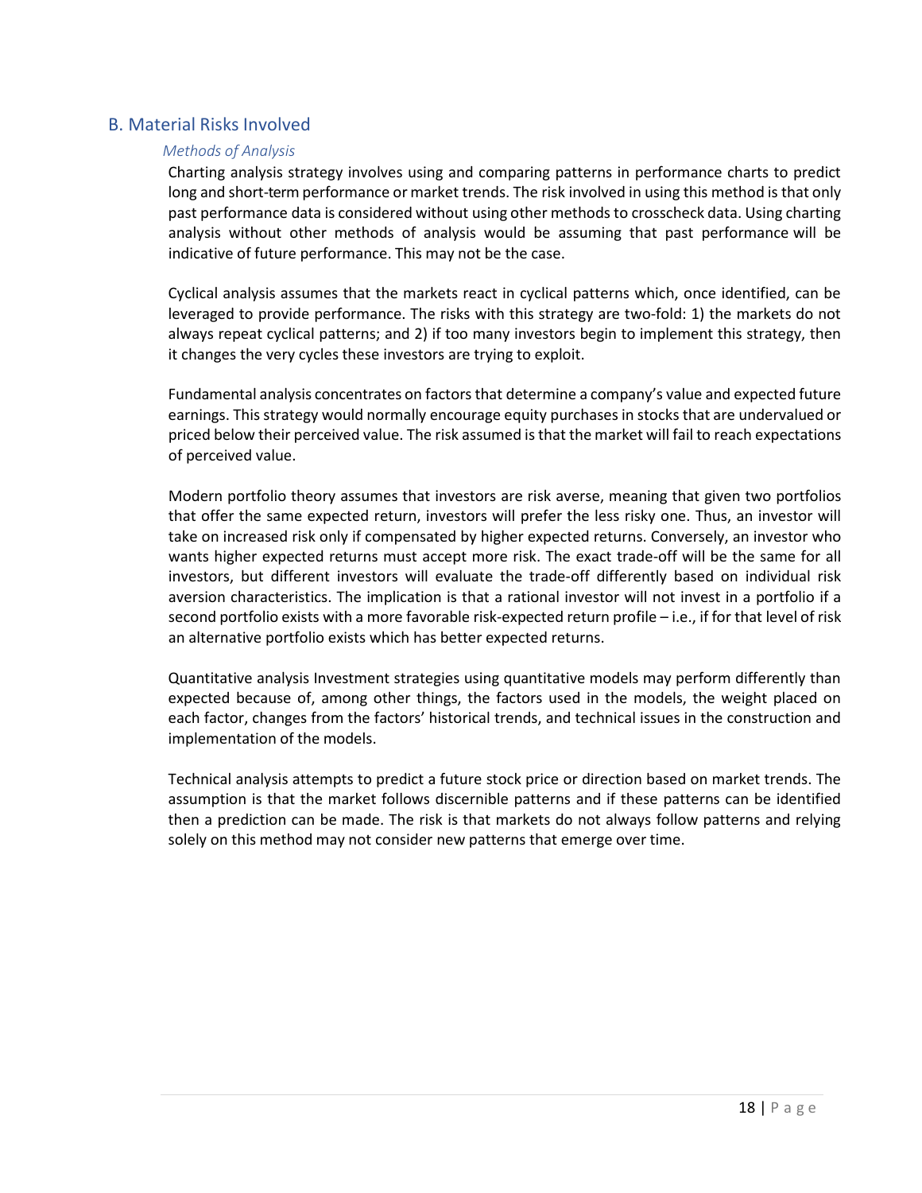## B. Material Risks Involved

### *Methods of Analysis*

Charting analysis strategy involves using and comparing patterns in performance charts to predict long and short-term performance or market trends. The risk involved in using this method is that only past performance data is considered without using other methods to crosscheck data. Using charting analysis without other methods of analysis would be assuming that past performance will be indicative of future performance. This may not be the case.

Cyclical analysis assumes that the markets react in cyclical patterns which, once identified, can be leveraged to provide performance. The risks with this strategy are two-fold: 1) the markets do not always repeat cyclical patterns; and 2) if too many investors begin to implement this strategy, then it changes the very cycles these investors are trying to exploit.

Fundamental analysis concentrates on factors that determine a company's value and expected future earnings. This strategy would normally encourage equity purchases in stocks that are undervalued or priced below their perceived value. The risk assumed is that the market will fail to reach expectations of perceived value.

Modern portfolio theory assumes that investors are risk averse, meaning that given two portfolios that offer the same expected return, investors will prefer the less risky one. Thus, an investor will take on increased risk only if compensated by higher expected returns. Conversely, an investor who wants higher expected returns must accept more risk. The exact trade-off will be the same for all investors, but different investors will evaluate the trade-off differently based on individual risk aversion characteristics. The implication is that a rational investor will not invest in a portfolio if a second portfolio exists with a more favorable risk-expected return profile – i.e., if for that level of risk an alternative portfolio exists which has better expected returns.

Quantitative analysis Investment strategies using quantitative models may perform differently than expected because of, among other things, the factors used in the models, the weight placed on each factor, changes from the factors' historical trends, and technical issues in the construction and implementation of the models.

Technical analysis attempts to predict a future stock price or direction based on market trends. The assumption is that the market follows discernible patterns and if these patterns can be identified then a prediction can be made. The risk is that markets do not always follow patterns and relying solely on this method may not consider new patterns that emerge over time.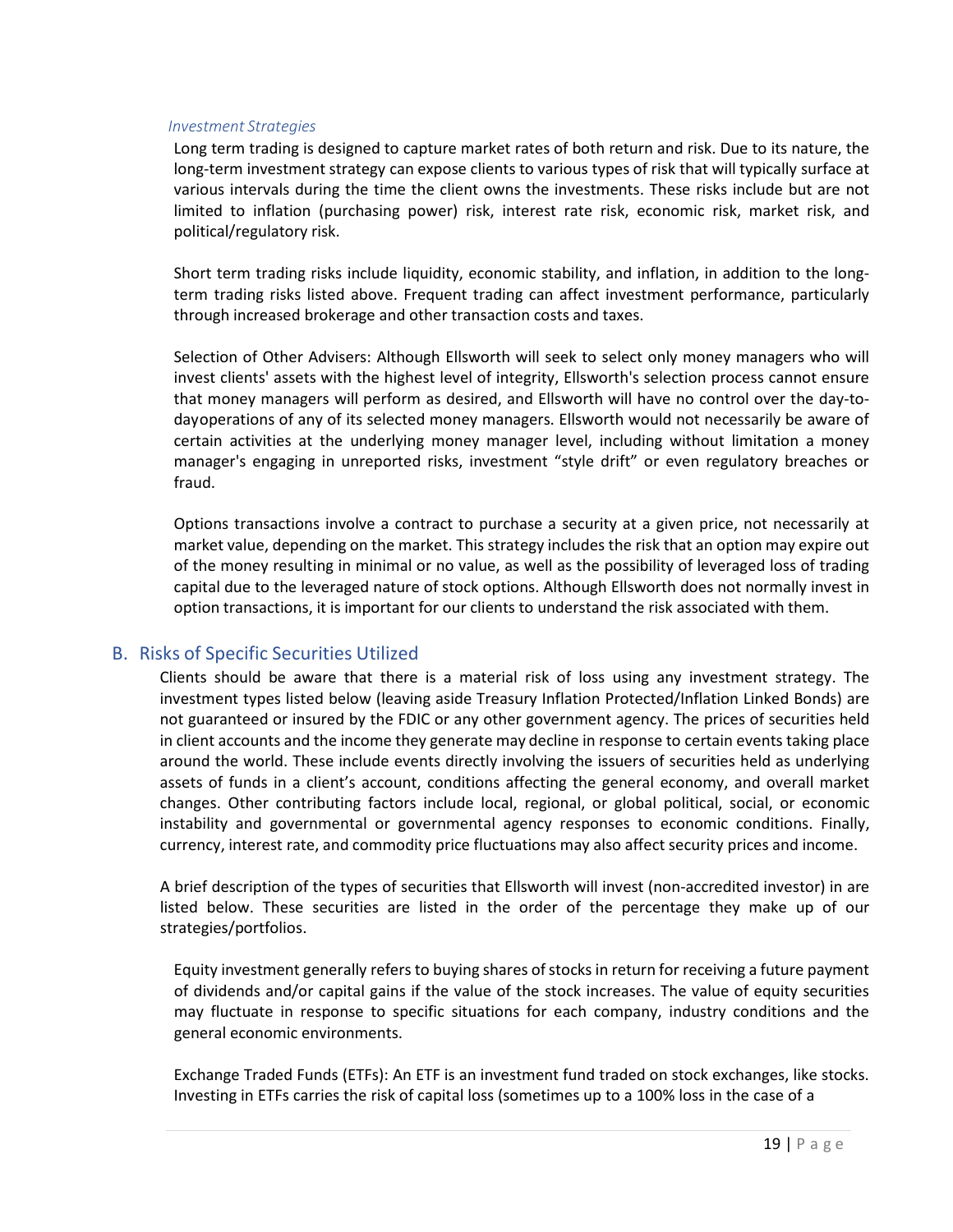*Investment Strategies*

Long term trading is designed to capture market rates of both return and risk. Due to its nature, the long-term investment strategy can expose clients to various types of risk that will typically surface at various intervals during the time the client owns the investments. These risks include but are not limited to inflation (purchasing power) risk, interest rate risk, economic risk, market risk, and political/regulatory risk.

Short term trading risks include liquidity, economic stability, and inflation, in addition to the long-term trading risks listed above. Frequent trading can affect investment performance, particularly through increased brokerage and other transaction costs and taxes.

Selection of Other Advisers: Although Ellsworth will seek to select only money managers who will invest clients' assets with the highest level of integrity, Ellsworth's selection process cannot ensure that money managers will perform as desired, and Ellsworth will have no control over the day-to-dayoperations of any of its selected money managers. Ellsworth would not necessarily be aware of certain activities at the underlying money manager level, including without limitation a money manager's engaging in unreported risks, investment “style drift” or even regulatory breaches or fraud.

Options transactions involve a contract to purchase a security at a given price, not necessarily at market value, depending on the market. This strategy includes the risk that an option may expire out of the money resulting in minimal or no value, as well as the possibility of leveraged loss of trading capital due to the leveraged nature of stock options. Although Ellsworth does not normally invest in option transactions, it is important for our clients to understand the risk associated with them.

## B. Risks of Specific Securities Utilized

Clients should be aware that there is a material risk of loss using any investment strategy. The investment types listed below (leaving aside Treasury Inflation Protected/Inflation Linked Bonds) are not guaranteed or insured by the FDIC or any other government agency. The prices of securities held in client accounts and the income they generate may decline in response to certain events taking place around the world. These include events directly involving the issuers of securities held as underlying assets of funds in a client’s account, conditions affecting the general economy, and overall market changes. Other contributing factors include local, regional, or global political, social, or economic instability and governmental or governmental agency responses to economic conditions. Finally, currency, interest rate, and commodity price fluctuations may also affect security prices and income.

A brief description of the types of securities that Ellsworth will invest (non-accredited investor) in are listed below. These securities are listed in the order of the percentage they make up of our strategies/portfolios.

Equity investment generally refers to buying shares of stocks in return for receiving a future payment of dividends and/or capital gains if the value of the stock increases. The value of equity securities may fluctuate in response to specific situations for each company, industry conditions and the general economic environments.

Exchange Traded Funds (ETFs): An ETF is an investment fund traded on stock exchanges, like stocks. Investing in ETFs carries the risk of capital loss (sometimes up to a 100% loss in the case of a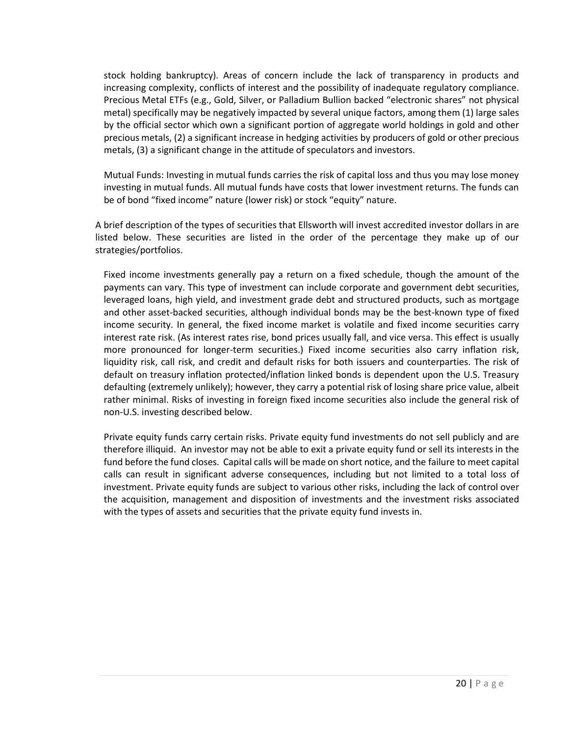stock holding bankruptcy). Areas of concern include the lack of transparency in products and increasing complexity, conflicts of interest and the possibility of inadequate regulatory compliance. Precious Metal ETFs (e.g., Gold, Silver, or Palladium Bullion backed "electronic shares" not physical metal) specifically may be negatively impacted by several unique factors, among them (1) large sales by the official sector which own a significant portion of aggregate world holdings in gold and other precious metals, (2) a significant increase in hedging activities by producers of gold or other precious metals, (3) a significant change in the attitude of speculators and investors.

Mutual Funds: Investing in mutual funds carries the risk of capital loss and thus you may lose money investing in mutual funds. All mutual funds have costs that lower investment returns. The funds can be of bond "fixed income" nature (lower risk) or stock "equity" nature.

A brief description of the types of securities that Ellsworth will invest accredited investor dollars in are listed below. These securities are listed in the order of the percentage they make up of our strategies/portfolios.

Fixed income investments generally pay a return on a fixed schedule, though the amount of the payments can vary. This type of investment can include corporate and government debt securities, leveraged loans, high yield, and investment grade debt and structured products, such as mortgage and other asset-backed securities, although individual bonds may be the best-known type of fixed income security. In general, the fixed income market is volatile and fixed income securities carry interest rate risk. (As interest rates rise, bond prices usually fall, and vice versa. This effect is usually more pronounced for longer-term securities.) Fixed income securities also carry inflation risk, liquidity risk, call risk, and credit and default risks for both issuers and counterparties. The risk of default on treasury inflation protected/inflation linked bonds is dependent upon the U.S. Treasury defaulting (extremely unlikely); however, they carry a potential risk of losing share price value, albeit rather minimal. Risks of investing in foreign fixed income securities also include the general risk of non-U.S. investing described below.

Private equity funds carry certain risks. Private equity fund investments do not sell publicly and are therefore illiquid. An investor may not be able to exit a private equity fund or sell its interests in the fund before the fund closes. Capital calls will be made on short notice, and the failure to meet capital calls can result in significant adverse consequences, including but not limited to a total loss of investment. Private equity funds are subject to various other risks, including the lack of control over the acquisition, management and disposition of investments and the investment risks associated with the types of assets and securities that the private equity fund invests in.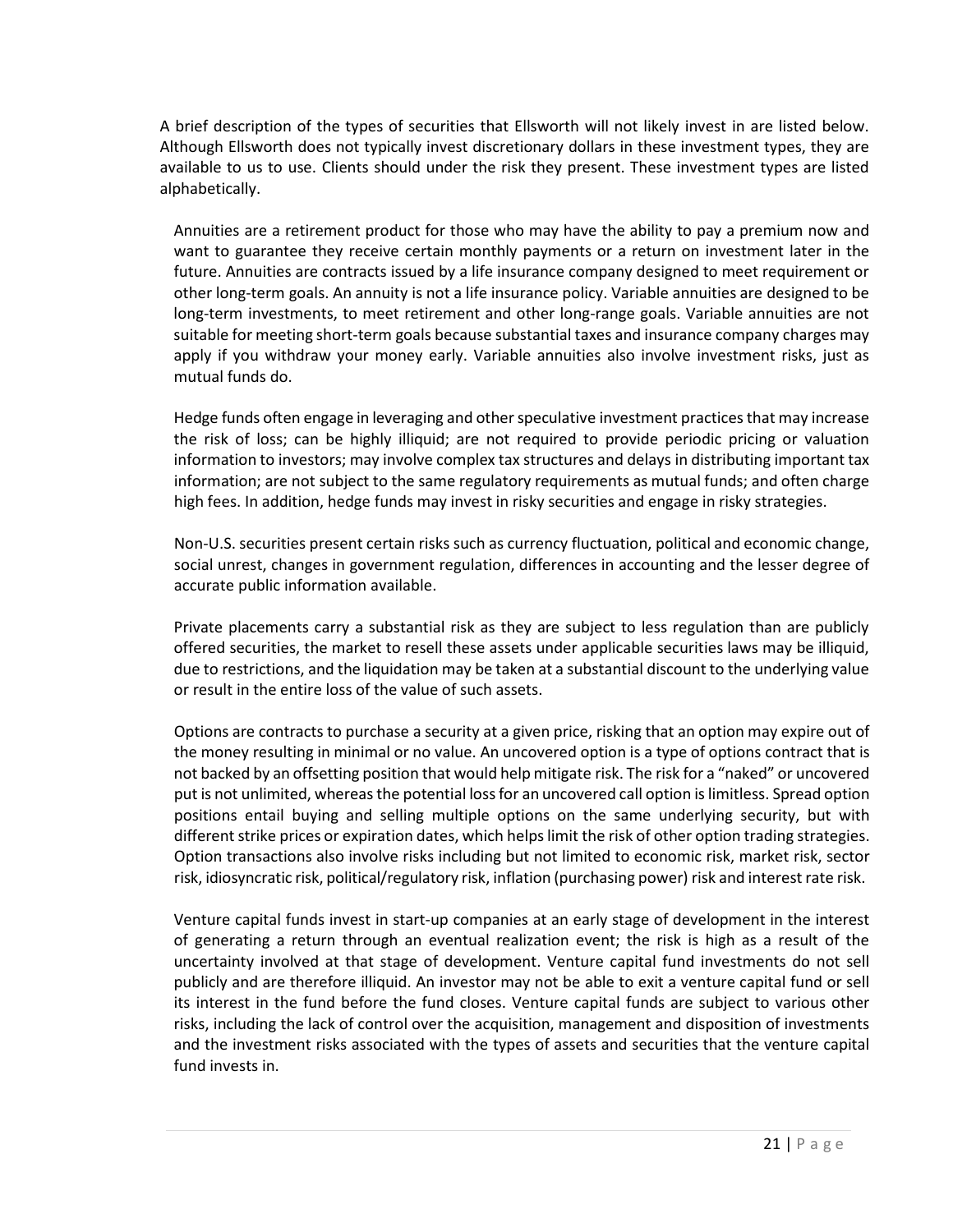A brief description of the types of securities that Ellsworth will not likely invest in are listed below. Although Ellsworth does not typically invest discretionary dollars in these investment types, they are available to us to use. Clients should under the risk they present. These investment types are listed alphabetically.

Annuities are a retirement product for those who may have the ability to pay a premium now and want to guarantee they receive certain monthly payments or a return on investment later in the future. Annuities are contracts issued by a life insurance company designed to meet requirement or other long-term goals. An annuity is not a life insurance policy. Variable annuities are designed to be long-term investments, to meet retirement and other long-range goals. Variable annuities are not suitable for meeting short-term goals because substantial taxes and insurance company charges may apply if you withdraw your money early. Variable annuities also involve investment risks, just as mutual funds do.

Hedge funds often engage in leveraging and other speculative investment practices that may increase the risk of loss; can be highly illiquid; are not required to provide periodic pricing or valuation information to investors; may involve complex tax structures and delays in distributing important tax information; are not subject to the same regulatory requirements as mutual funds; and often charge high fees. In addition, hedge funds may invest in risky securities and engage in risky strategies.

Non-U.S. securities present certain risks such as currency fluctuation, political and economic change, social unrest, changes in government regulation, differences in accounting and the lesser degree of accurate public information available.

Private placements carry a substantial risk as they are subject to less regulation than are publicly offered securities, the market to resell these assets under applicable securities laws may be illiquid, due to restrictions, and the liquidation may be taken at a substantial discount to the underlying value or result in the entire loss of the value of such assets.

Options are contracts to purchase a security at a given price, risking that an option may expire out of the money resulting in minimal or no value. An uncovered option is a type of options contract that is not backed by an offsetting position that would help mitigate risk. The risk for a "naked" or uncovered put is not unlimited, whereas the potential loss for an uncovered call option is limitless. Spread option positions entail buying and selling multiple options on the same underlying security, but with different strike prices or expiration dates, which helps limit the risk of other option trading strategies. Option transactions also involve risks including but not limited to economic risk, market risk, sector risk, idiosyncratic risk, political/regulatory risk, inflation (purchasing power) risk and interest rate risk.

Venture capital funds invest in start-up companies at an early stage of development in the interest of generating a return through an eventual realization event; the risk is high as a result of the uncertainty involved at that stage of development. Venture capital fund investments do not sell publicly and are therefore illiquid. An investor may not be able to exit a venture capital fund or sell its interest in the fund before the fund closes. Venture capital funds are subject to various other risks, including the lack of control over the acquisition, management and disposition of investments and the investment risks associated with the types of assets and securities that the venture capital fund invests in.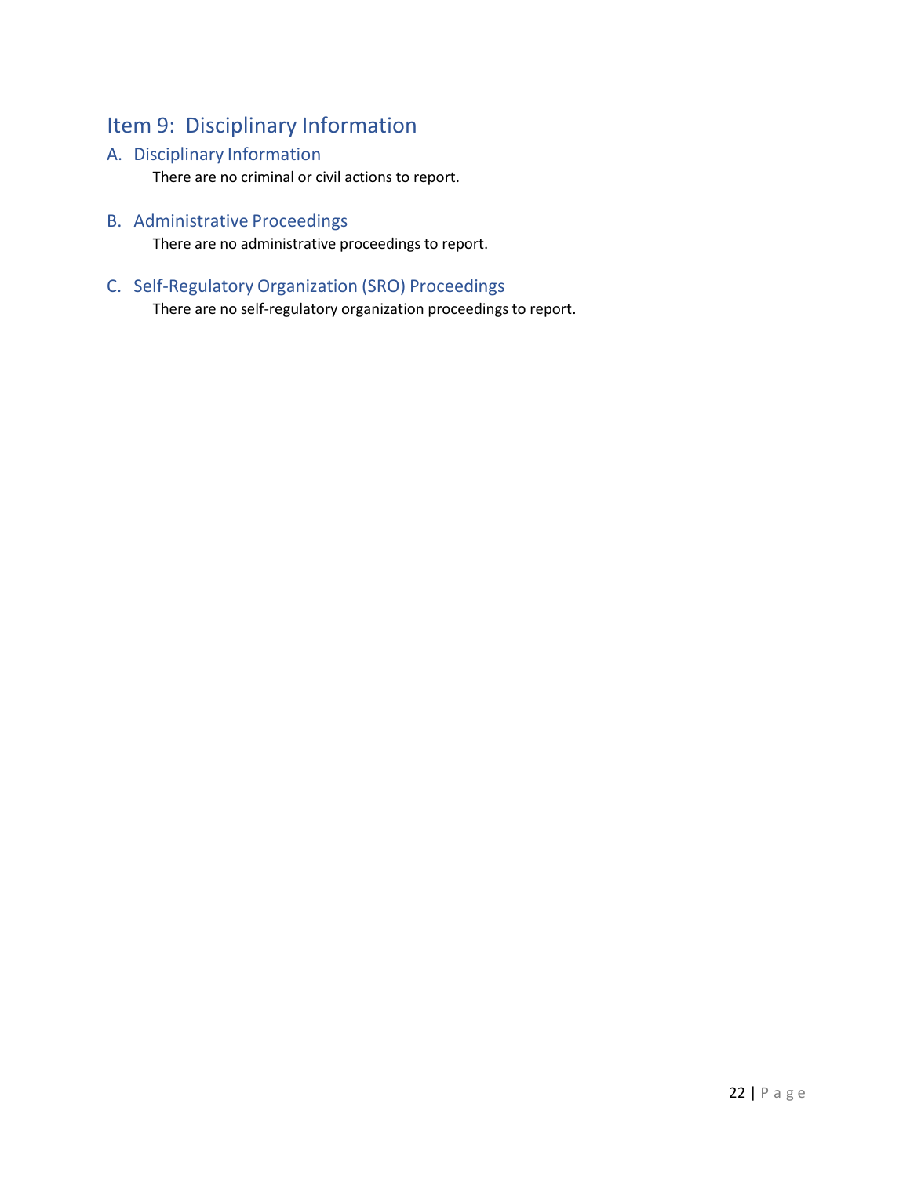## Item 9: Disciplinary Information

### A. Disciplinary Information

There are no criminal or civil actions to report.

### B. Administrative Proceedings

There are no administrative proceedings to report.

### C. Self-Regulatory Organization (SRO) Proceedings

There are no self-regulatory organization proceedings to report.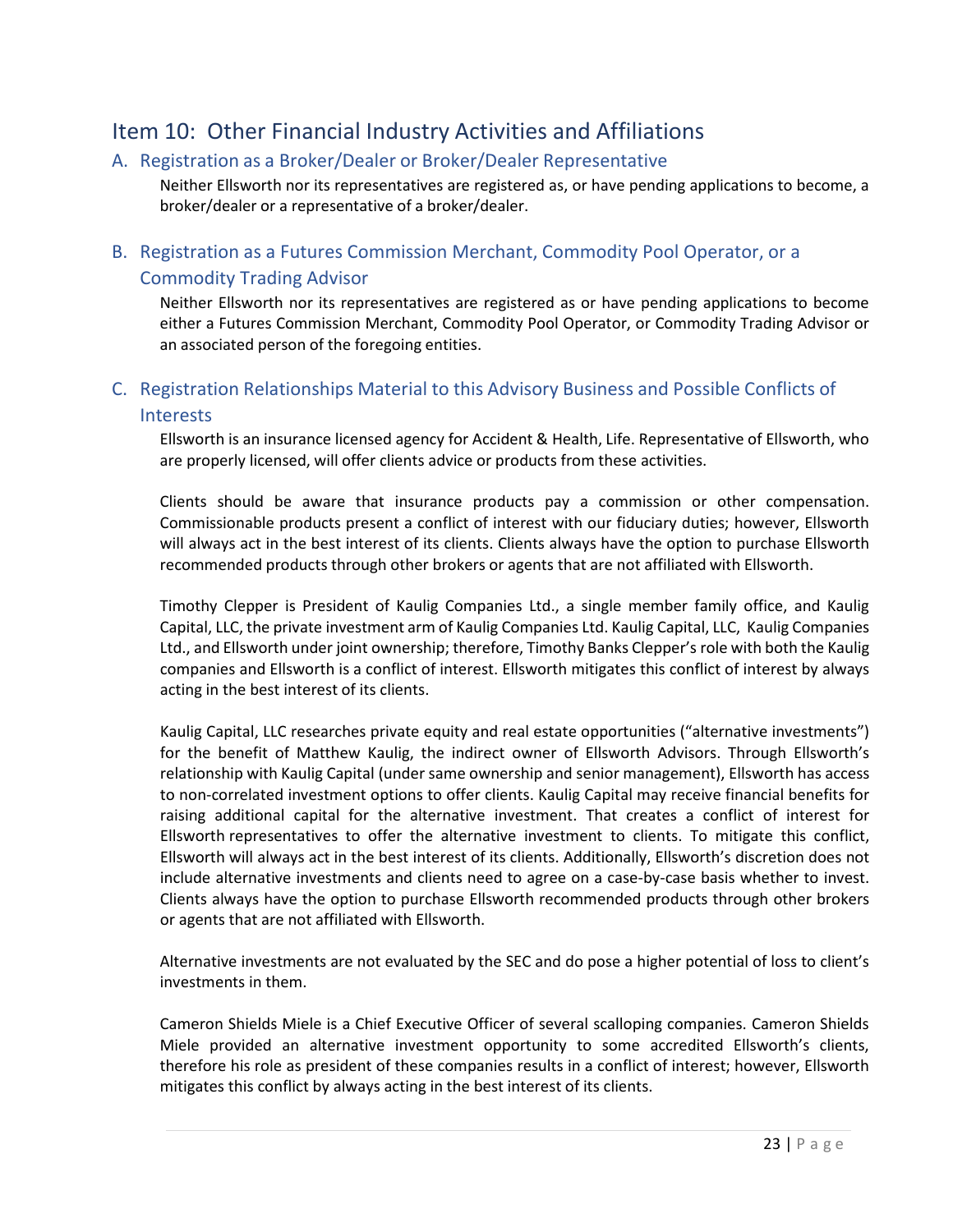## Item 10: Other Financial Industry Activities and Affiliations

### A. Registration as a Broker/Dealer or Broker/Dealer Representative

Neither Ellsworth nor its representatives are registered as, or have pending applications to become, a broker/dealer or a representative of a broker/dealer.

### B. Registration as a Futures Commission Merchant, Commodity Pool Operator, or a Commodity Trading Advisor

Neither Ellsworth nor its representatives are registered as or have pending applications to become either a Futures Commission Merchant, Commodity Pool Operator, or Commodity Trading Advisor or an associated person of the foregoing entities.

### C. Registration Relationships Material to this Advisory Business and Possible Conflicts of Interests

Ellsworth is an insurance licensed agency for Accident & Health, Life. Representative of Ellsworth, who are properly licensed, will offer clients advice or products from these activities.

Clients should be aware that insurance products pay a commission or other compensation. Commissionable products present a conflict of interest with our fiduciary duties; however, Ellsworth will always act in the best interest of its clients. Clients always have the option to purchase Ellsworth recommended products through other brokers or agents that are not affiliated with Ellsworth.

Timothy Clepper is President of Kaulig Companies Ltd., a single member family office, and Kaulig Capital, LLC, the private investment arm of Kaulig Companies Ltd. Kaulig Capital, LLC, Kaulig Companies Ltd., and Ellsworth under joint ownership; therefore, Timothy Banks Clepper's role with both the Kaulig companies and Ellsworth is a conflict of interest. Ellsworth mitigates this conflict of interest by always acting in the best interest of its clients.

Kaulig Capital, LLC researches private equity and real estate opportunities ("alternative investments") for the benefit of Matthew Kaulig, the indirect owner of Ellsworth Advisors. Through Ellsworth's relationship with Kaulig Capital (under same ownership and senior management), Ellsworth has access to non-correlated investment options to offer clients. Kaulig Capital may receive financial benefits for raising additional capital for the alternative investment. That creates a conflict of interest for Ellsworth representatives to offer the alternative investment to clients. To mitigate this conflict, Ellsworth will always act in the best interest of its clients. Additionally, Ellsworth's discretion does not include alternative investments and clients need to agree on a case-by-case basis whether to invest. Clients always have the option to purchase Ellsworth recommended products through other brokers or agents that are not affiliated with Ellsworth.

Alternative investments are not evaluated by the SEC and do pose a higher potential of loss to client's investments in them.

Cameron Shields Miele is a Chief Executive Officer of several scalloping companies. Cameron Shields Miele provided an alternative investment opportunity to some accredited Ellsworth's clients, therefore his role as president of these companies results in a conflict of interest; however, Ellsworth mitigates this conflict by always acting in the best interest of its clients.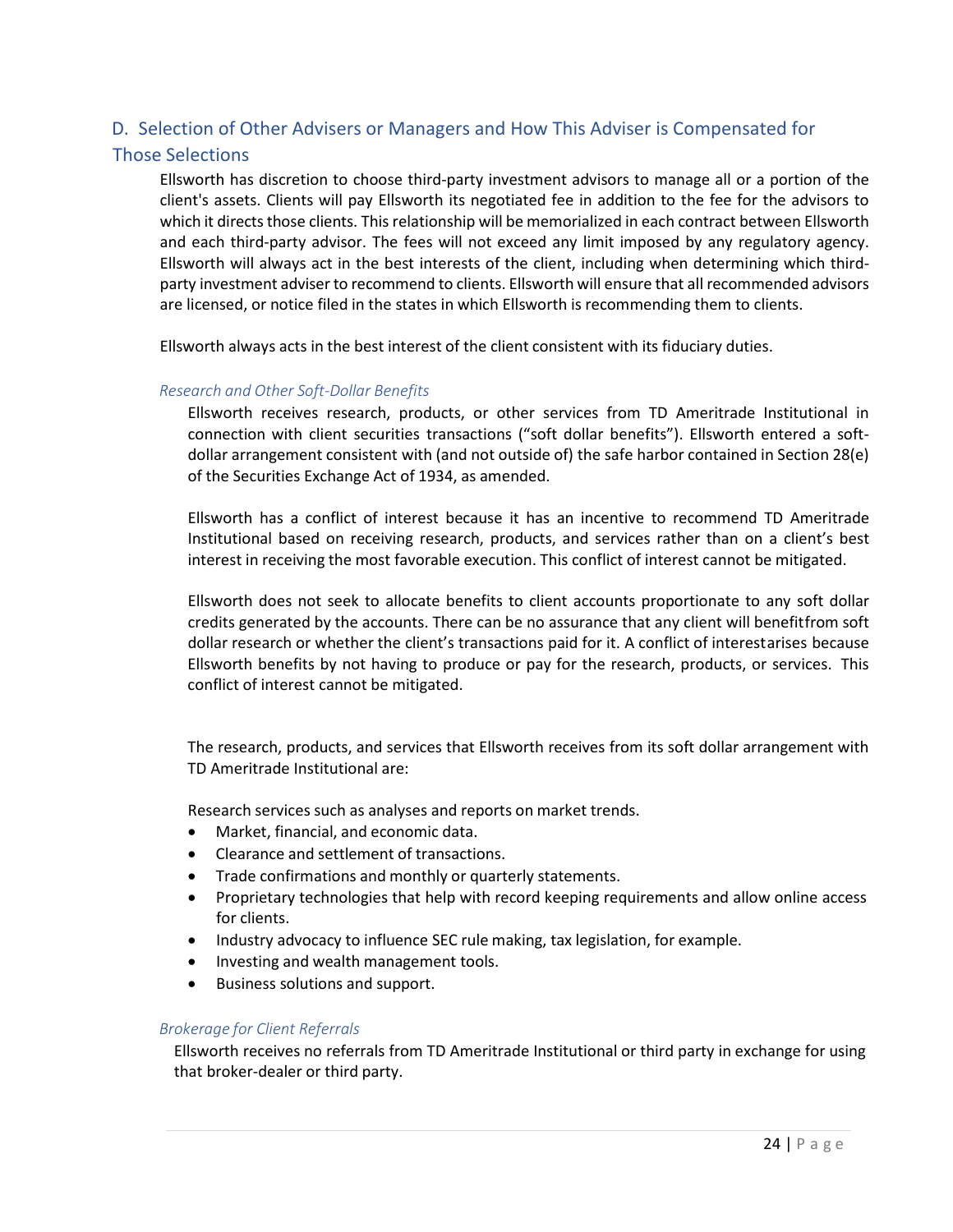## D. Selection of Other Advisers or Managers and How This Adviser is Compensated for Those Selections

Ellsworth has discretion to choose third-party investment advisors to manage all or a portion of the client's assets. Clients will pay Ellsworth its negotiated fee in addition to the fee for the advisors to which it directs those clients. This relationship will be memorialized in each contract between Ellsworth and each third-party advisor. The fees will not exceed any limit imposed by any regulatory agency. Ellsworth will always act in the best interests of the client, including when determining which third-party investment adviser to recommend to clients. Ellsworth will ensure that all recommended advisors are licensed, or notice filed in the states in which Ellsworth is recommending them to clients.

Ellsworth always acts in the best interest of the client consistent with its fiduciary duties.

### *Research and Other Soft-Dollar Benefits*

Ellsworth receives research, products, or other services from TD Ameritrade Institutional in connection with client securities transactions ("soft dollar benefits"). Ellsworth entered a soft-dollar arrangement consistent with (and not outside of) the safe harbor contained in Section 28(e) of the Securities Exchange Act of 1934, as amended.

Ellsworth has a conflict of interest because it has an incentive to recommend TD Ameritrade Institutional based on receiving research, products, and services rather than on a client's best interest in receiving the most favorable execution. This conflict of interest cannot be mitigated.

Ellsworth does not seek to allocate benefits to client accounts proportionate to any soft dollar credits generated by the accounts. There can be no assurance that any client will benefitfrom soft dollar research or whether the client's transactions paid for it. A conflict of interestarises because Ellsworth benefits by not having to produce or pay for the research, products, or services. This conflict of interest cannot be mitigated.

The research, products, and services that Ellsworth receives from its soft dollar arrangement with TD Ameritrade Institutional are:

Research services such as analyses and reports on market trends.

- Market, financial, and economic data.
- Clearance and settlement of transactions.
- Trade confirmations and monthly or quarterly statements.
- Proprietary technologies that help with record keeping requirements and allow online access for clients.
- Industry advocacy to influence SEC rule making, tax legislation, for example.
- Investing and wealth management tools.
- Business solutions and support.

### *Brokerage for Client Referrals*

Ellsworth receives no referrals from TD Ameritrade Institutional or third party in exchange for using that broker-dealer or third party.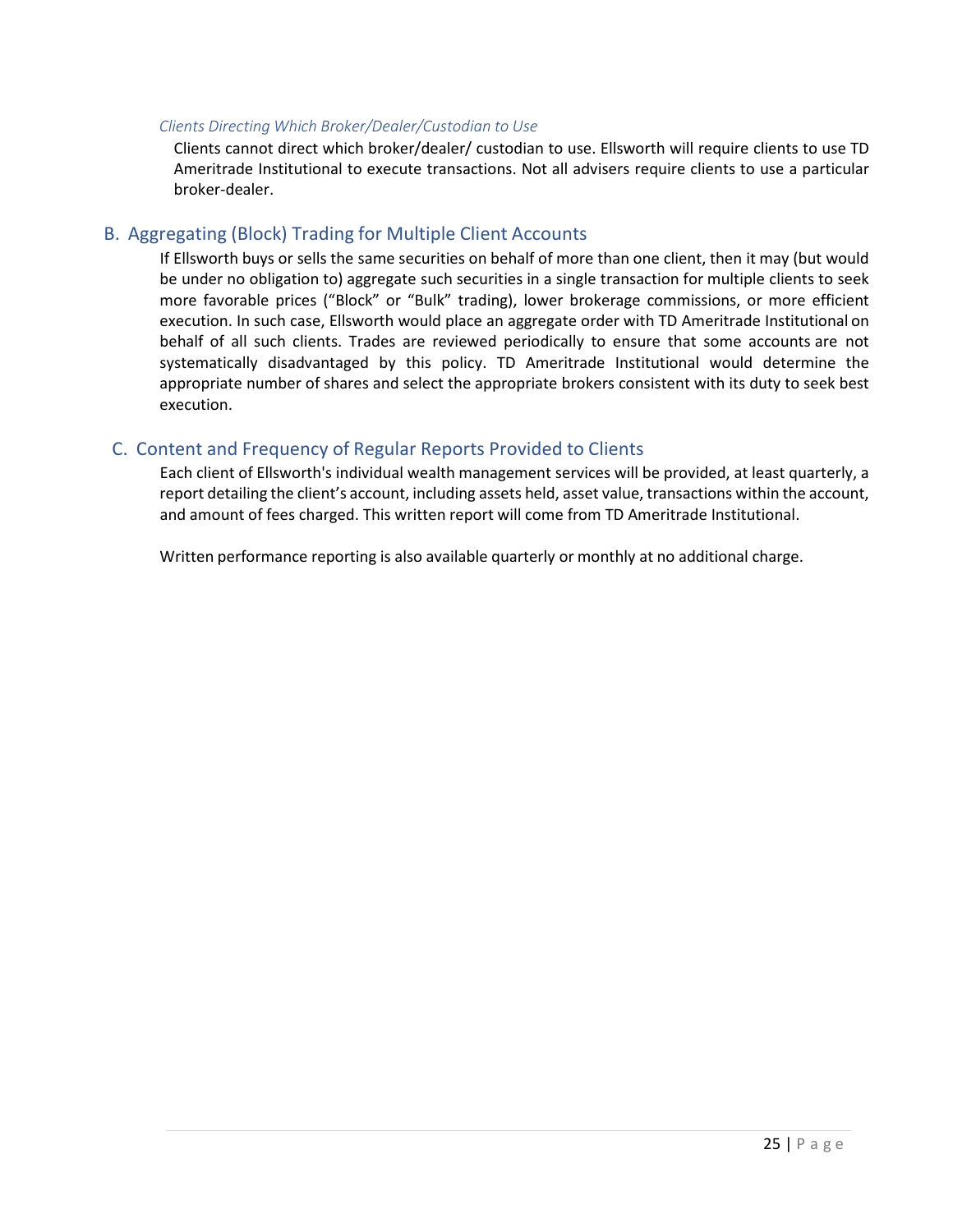*Clients Directing Which Broker/Dealer/Custodian to Use*

Clients cannot direct which broker/dealer/ custodian to use. Ellsworth will require clients to use TD Ameritrade Institutional to execute transactions. Not all advisers require clients to use a particular broker-dealer.

## B. Aggregating (Block) Trading for Multiple Client Accounts

If Ellsworth buys or sells the same securities on behalf of more than one client, then it may (but would be under no obligation to) aggregate such securities in a single transaction for multiple clients to seek more favorable prices ("Block" or "Bulk" trading), lower brokerage commissions, or more efficient execution. In such case, Ellsworth would place an aggregate order with TD Ameritrade Institutional on behalf of all such clients. Trades are reviewed periodically to ensure that some accounts are not systematically disadvantaged by this policy. TD Ameritrade Institutional would determine the appropriate number of shares and select the appropriate brokers consistent with its duty to seek best execution.

## C. Content and Frequency of Regular Reports Provided to Clients

Each client of Ellsworth's individual wealth management services will be provided, at least quarterly, a report detailing the client's account, including assets held, asset value, transactions within the account, and amount of fees charged. This written report will come from TD Ameritrade Institutional.

Written performance reporting is also available quarterly or monthly at no additional charge.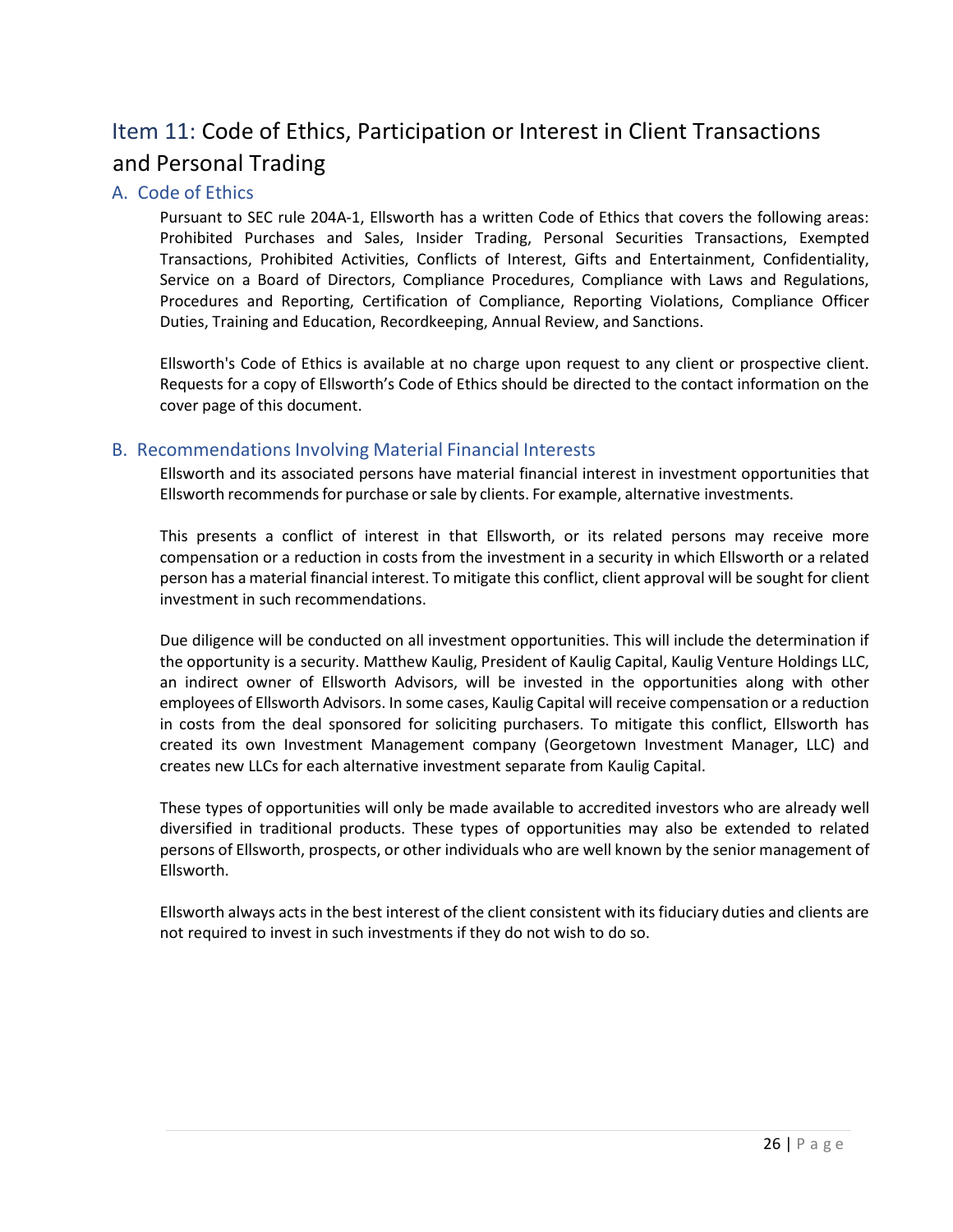## Item 11: Code of Ethics, Participation or Interest in Client Transactions and Personal Trading

### A. Code of Ethics

Pursuant to SEC rule 204A-1, Ellsworth has a written Code of Ethics that covers the following areas: Prohibited Purchases and Sales, Insider Trading, Personal Securities Transactions, Exempted Transactions, Prohibited Activities, Conflicts of Interest, Gifts and Entertainment, Confidentiality, Service on a Board of Directors, Compliance Procedures, Compliance with Laws and Regulations, Procedures and Reporting, Certification of Compliance, Reporting Violations, Compliance Officer Duties, Training and Education, Recordkeeping, Annual Review, and Sanctions.

Ellsworth's Code of Ethics is available at no charge upon request to any client or prospective client. Requests for a copy of Ellsworth's Code of Ethics should be directed to the contact information on the cover page of this document.

### B. Recommendations Involving Material Financial Interests

Ellsworth and its associated persons have material financial interest in investment opportunities that Ellsworth recommends for purchase or sale by clients. For example, alternative investments.

This presents a conflict of interest in that Ellsworth, or its related persons may receive more compensation or a reduction in costs from the investment in a security in which Ellsworth or a related person has a material financial interest. To mitigate this conflict, client approval will be sought for client investment in such recommendations.

Due diligence will be conducted on all investment opportunities. This will include the determination if the opportunity is a security. Matthew Kaulig, President of Kaulig Capital, Kaulig Venture Holdings LLC, an indirect owner of Ellsworth Advisors, will be invested in the opportunities along with other employees of Ellsworth Advisors. In some cases, Kaulig Capital will receive compensation or a reduction in costs from the deal sponsored for soliciting purchasers. To mitigate this conflict, Ellsworth has created its own Investment Management company (Georgetown Investment Manager, LLC) and creates new LLCs for each alternative investment separate from Kaulig Capital.

These types of opportunities will only be made available to accredited investors who are already well diversified in traditional products. These types of opportunities may also be extended to related persons of Ellsworth, prospects, or other individuals who are well known by the senior management of Ellsworth.

Ellsworth always acts in the best interest of the client consistent with its fiduciary duties and clients are not required to invest in such investments if they do not wish to do so.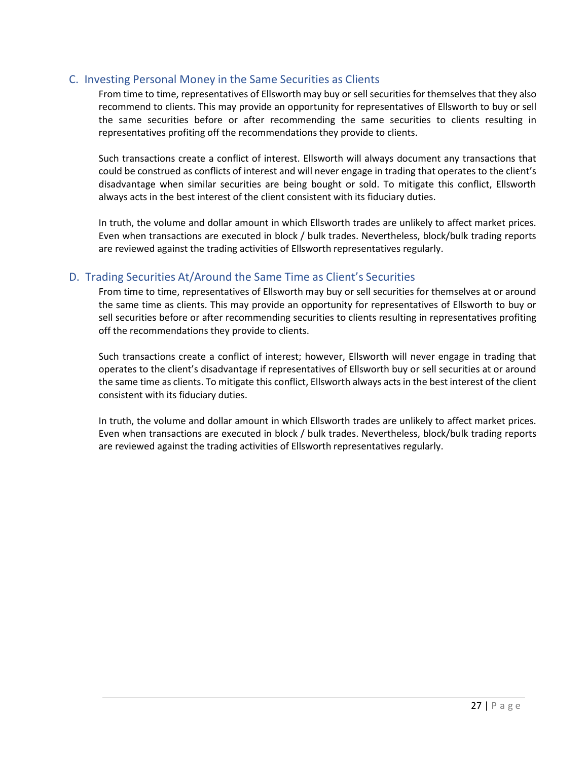## C. Investing Personal Money in the Same Securities as Clients

From time to time, representatives of Ellsworth may buy or sell securities for themselves that they also recommend to clients. This may provide an opportunity for representatives of Ellsworth to buy or sell the same securities before or after recommending the same securities to clients resulting in representatives profiting off the recommendations they provide to clients.

Such transactions create a conflict of interest. Ellsworth will always document any transactions that could be construed as conflicts of interest and will never engage in trading that operates to the client's disadvantage when similar securities are being bought or sold. To mitigate this conflict, Ellsworth always acts in the best interest of the client consistent with its fiduciary duties.

In truth, the volume and dollar amount in which Ellsworth trades are unlikely to affect market prices. Even when transactions are executed in block / bulk trades. Nevertheless, block/bulk trading reports are reviewed against the trading activities of Ellsworth representatives regularly.

## D. Trading Securities At/Around the Same Time as Client's Securities

From time to time, representatives of Ellsworth may buy or sell securities for themselves at or around the same time as clients. This may provide an opportunity for representatives of Ellsworth to buy or sell securities before or after recommending securities to clients resulting in representatives profiting off the recommendations they provide to clients.

Such transactions create a conflict of interest; however, Ellsworth will never engage in trading that operates to the client's disadvantage if representatives of Ellsworth buy or sell securities at or around the same time as clients. To mitigate this conflict, Ellsworth always acts in the best interest of the client consistent with its fiduciary duties.

In truth, the volume and dollar amount in which Ellsworth trades are unlikely to affect market prices. Even when transactions are executed in block / bulk trades. Nevertheless, block/bulk trading reports are reviewed against the trading activities of Ellsworth representatives regularly.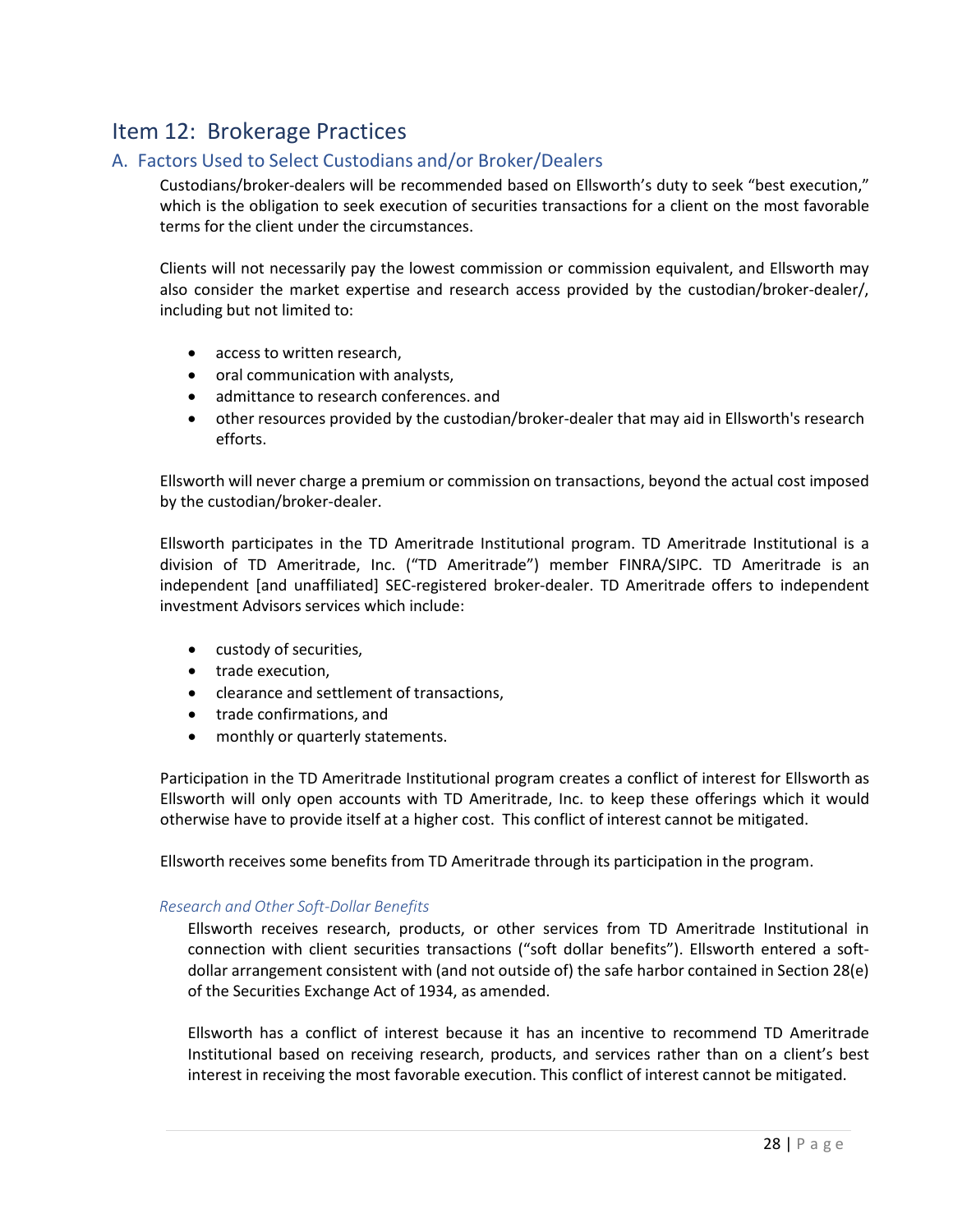## Item 12: Brokerage Practices

### A. Factors Used to Select Custodians and/or Broker/Dealers

Custodians/broker-dealers will be recommended based on Ellsworth's duty to seek "best execution," which is the obligation to seek execution of securities transactions for a client on the most favorable terms for the client under the circumstances.

Clients will not necessarily pay the lowest commission or commission equivalent, and Ellsworth may also consider the market expertise and research access provided by the custodian/broker-dealer/, including but not limited to:

- access to written research,
- oral communication with analysts,
- admittance to research conferences. and
- other resources provided by the custodian/broker-dealer that may aid in Ellsworth's research efforts.

Ellsworth will never charge a premium or commission on transactions, beyond the actual cost imposed by the custodian/broker-dealer.

Ellsworth participates in the TD Ameritrade Institutional program. TD Ameritrade Institutional is a division of TD Ameritrade, Inc. ("TD Ameritrade") member FINRA/SIPC. TD Ameritrade is an independent [and unaffiliated] SEC-registered broker-dealer. TD Ameritrade offers to independent investment Advisors services which include:

- custody of securities,
- trade execution,
- clearance and settlement of transactions,
- trade confirmations, and
- monthly or quarterly statements.

Participation in the TD Ameritrade Institutional program creates a conflict of interest for Ellsworth as Ellsworth will only open accounts with TD Ameritrade, Inc. to keep these offerings which it would otherwise have to provide itself at a higher cost. This conflict of interest cannot be mitigated.

Ellsworth receives some benefits from TD Ameritrade through its participation in the program.

#### *Research and Other Soft-Dollar Benefits*

Ellsworth receives research, products, or other services from TD Ameritrade Institutional in connection with client securities transactions ("soft dollar benefits"). Ellsworth entered a soft-dollar arrangement consistent with (and not outside of) the safe harbor contained in Section 28(e) of the Securities Exchange Act of 1934, as amended.

Ellsworth has a conflict of interest because it has an incentive to recommend TD Ameritrade Institutional based on receiving research, products, and services rather than on a client's best interest in receiving the most favorable execution. This conflict of interest cannot be mitigated.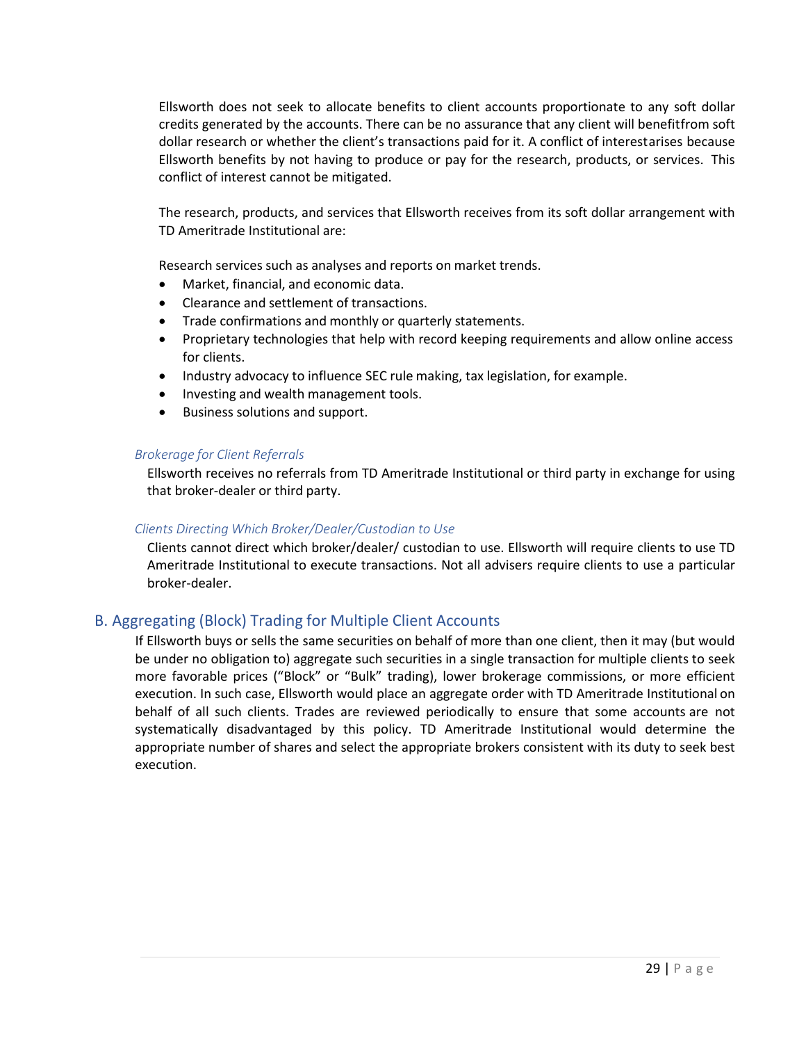Ellsworth does not seek to allocate benefits to client accounts proportionate to any soft dollar credits generated by the accounts. There can be no assurance that any client will benefitfrom soft dollar research or whether the client's transactions paid for it. A conflict of interestarises because Ellsworth benefits by not having to produce or pay for the research, products, or services. This conflict of interest cannot be mitigated.

The research, products, and services that Ellsworth receives from its soft dollar arrangement with TD Ameritrade Institutional are:

Research services such as analyses and reports on market trends.

- Market, financial, and economic data.
- Clearance and settlement of transactions.
- Trade confirmations and monthly or quarterly statements.
- Proprietary technologies that help with record keeping requirements and allow online access for clients.
- Industry advocacy to influence SEC rule making, tax legislation, for example.
- Investing and wealth management tools.
- Business solutions and support.

*Brokerage for Client Referrals*

Ellsworth receives no referrals from TD Ameritrade Institutional or third party in exchange for using that broker-dealer or third party.

*Clients Directing Which Broker/Dealer/Custodian to Use*

Clients cannot direct which broker/dealer/ custodian to use. Ellsworth will require clients to use TD Ameritrade Institutional to execute transactions. Not all advisers require clients to use a particular broker-dealer.

## B. Aggregating (Block) Trading for Multiple Client Accounts

If Ellsworth buys or sells the same securities on behalf of more than one client, then it may (but would be under no obligation to) aggregate such securities in a single transaction for multiple clients to seek more favorable prices ("Block" or "Bulk" trading), lower brokerage commissions, or more efficient execution. In such case, Ellsworth would place an aggregate order with TD Ameritrade Institutional on behalf of all such clients. Trades are reviewed periodically to ensure that some accounts are not systematically disadvantaged by this policy. TD Ameritrade Institutional would determine the appropriate number of shares and select the appropriate brokers consistent with its duty to seek best execution.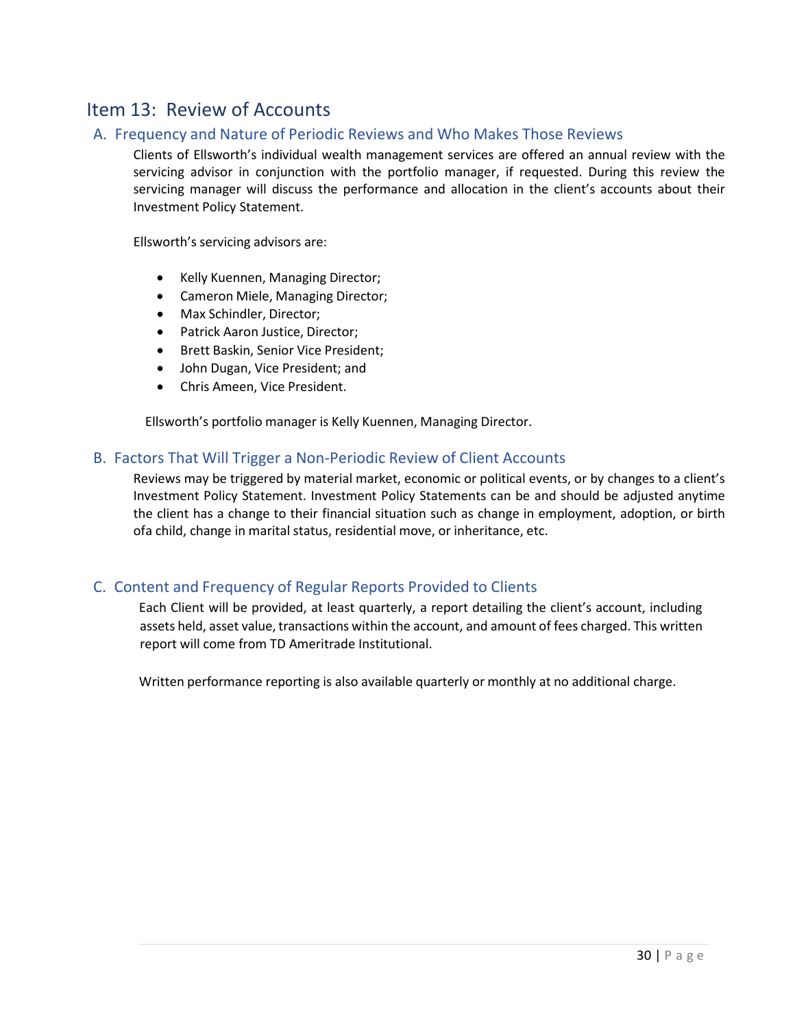# Item 13: Review of Accounts

## A. Frequency and Nature of Periodic Reviews and Who Makes Those Reviews

Clients of Ellsworth's individual wealth management services are offered an annual review with the servicing advisor in conjunction with the portfolio manager, if requested. During this review the servicing manager will discuss the performance and allocation in the client's accounts about their Investment Policy Statement.

Ellsworth's servicing advisors are:

- Kelly Kuennen, Managing Director;
- Cameron Miele, Managing Director;
- Max Schindler, Director;
- Patrick Aaron Justice, Director;
- Brett Baskin, Senior Vice President;
- John Dugan, Vice President; and
- Chris Ameen, Vice President.

Ellsworth's portfolio manager is Kelly Kuennen, Managing Director.

## B. Factors That Will Trigger a Non-Periodic Review of Client Accounts

Reviews may be triggered by material market, economic or political events, or by changes to a client's Investment Policy Statement. Investment Policy Statements can be and should be adjusted anytime the client has a change to their financial situation such as change in employment, adoption, or birth ofa child, change in marital status, residential move, or inheritance, etc.

## C. Content and Frequency of Regular Reports Provided to Clients

Each Client will be provided, at least quarterly, a report detailing the client's account, including assets held, asset value, transactions within the account, and amount of fees charged. This written report will come from TD Ameritrade Institutional.

Written performance reporting is also available quarterly or monthly at no additional charge.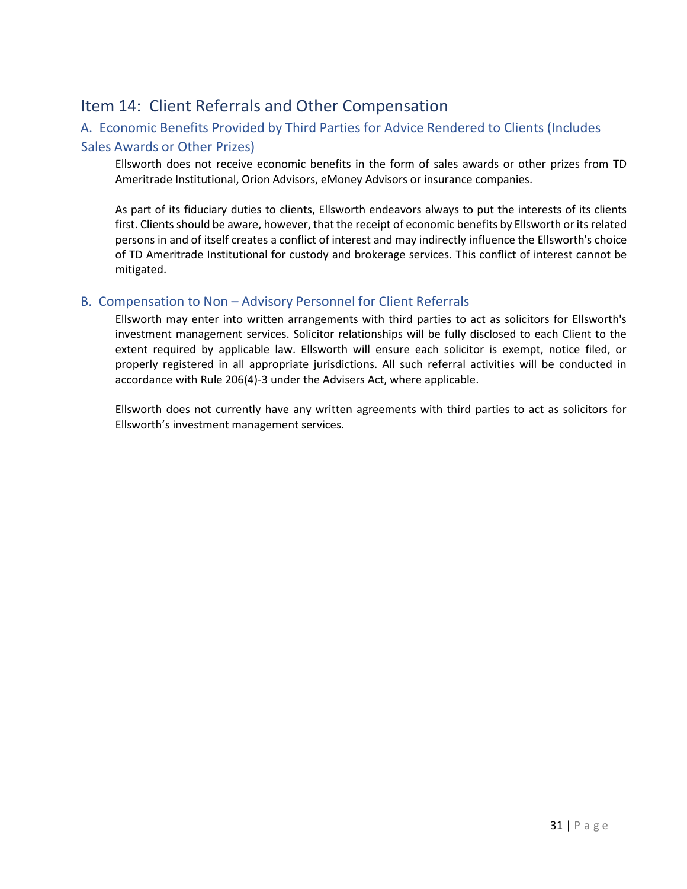## Item 14: Client Referrals and Other Compensation

### A. Economic Benefits Provided by Third Parties for Advice Rendered to Clients (Includes Sales Awards or Other Prizes)

Ellsworth does not receive economic benefits in the form of sales awards or other prizes from TD Ameritrade Institutional, Orion Advisors, eMoney Advisors or insurance companies.

As part of its fiduciary duties to clients, Ellsworth endeavors always to put the interests of its clients first. Clients should be aware, however, that the receipt of economic benefits by Ellsworth or its related persons in and of itself creates a conflict of interest and may indirectly influence the Ellsworth's choice of TD Ameritrade Institutional for custody and brokerage services. This conflict of interest cannot be mitigated.

### B. Compensation to Non – Advisory Personnel for Client Referrals

Ellsworth may enter into written arrangements with third parties to act as solicitors for Ellsworth's investment management services. Solicitor relationships will be fully disclosed to each Client to the extent required by applicable law. Ellsworth will ensure each solicitor is exempt, notice filed, or properly registered in all appropriate jurisdictions. All such referral activities will be conducted in accordance with Rule 206(4)-3 under the Advisers Act, where applicable.

Ellsworth does not currently have any written agreements with third parties to act as solicitors for Ellsworth's investment management services.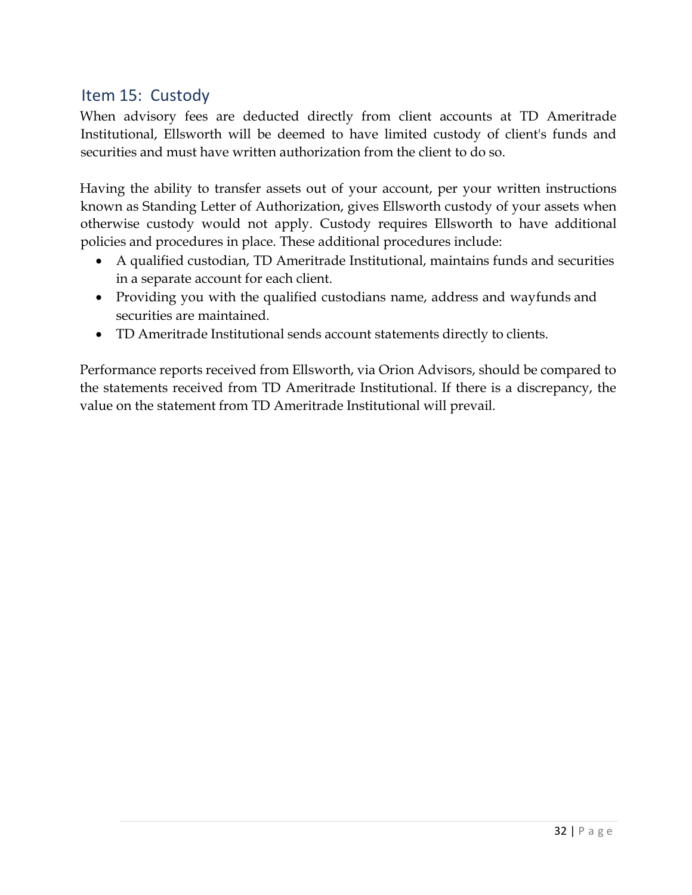## Item 15: Custody

When advisory fees are deducted directly from client accounts at TD Ameritrade Institutional, Ellsworth will be deemed to have limited custody of client's funds and securities and must have written authorization from the client to do so.

Having the ability to transfer assets out of your account, per your written instructions known as Standing Letter of Authorization, gives Ellsworth custody of your assets when otherwise custody would not apply. Custody requires Ellsworth to have additional policies and procedures in place. These additional procedures include:

- A qualified custodian, TD Ameritrade Institutional, maintains funds and securities in a separate account for each client.
- Providing you with the qualified custodians name, address and wayfunds and securities are maintained.
- TD Ameritrade Institutional sends account statements directly to clients.

Performance reports received from Ellsworth, via Orion Advisors, should be compared to the statements received from TD Ameritrade Institutional. If there is a discrepancy, the value on the statement from TD Ameritrade Institutional will prevail.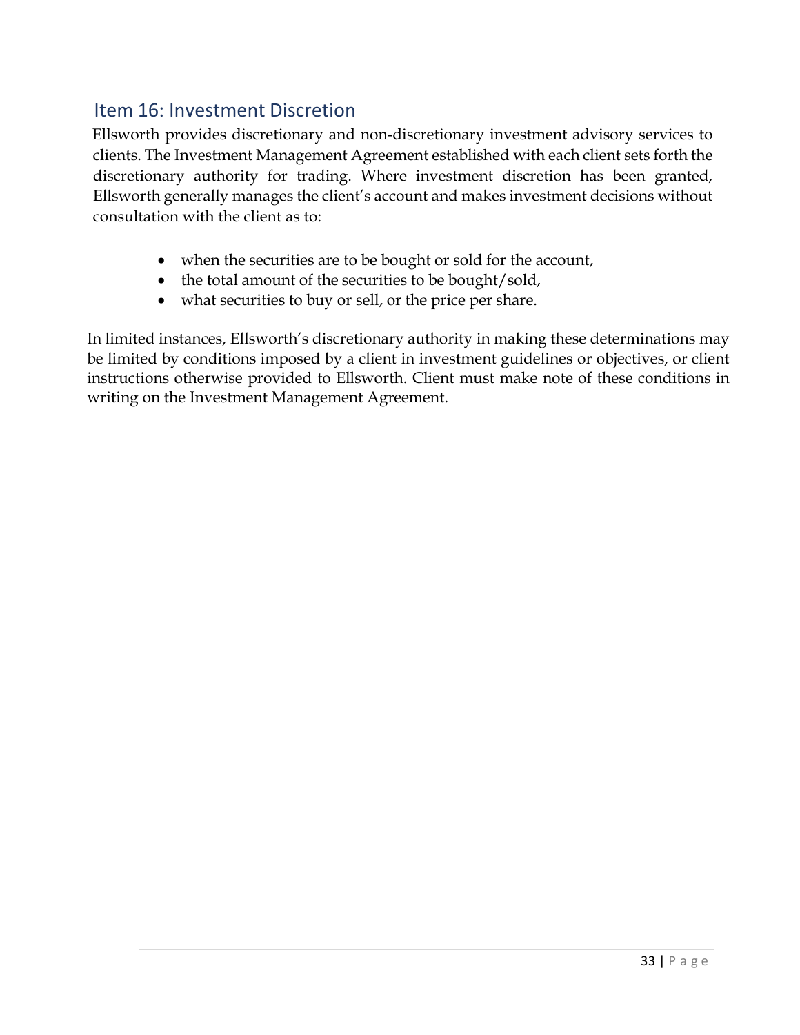## Item 16: Investment Discretion

Ellsworth provides discretionary and non-discretionary investment advisory services to clients. The Investment Management Agreement established with each client sets forth the discretionary authority for trading. Where investment discretion has been granted, Ellsworth generally manages the client's account and makes investment decisions without consultation with the client as to:

- when the securities are to be bought or sold for the account,
- the total amount of the securities to be bought/sold,
- what securities to buy or sell, or the price per share.

In limited instances, Ellsworth's discretionary authority in making these determinations may be limited by conditions imposed by a client in investment guidelines or objectives, or client instructions otherwise provided to Ellsworth. Client must make note of these conditions in writing on the Investment Management Agreement.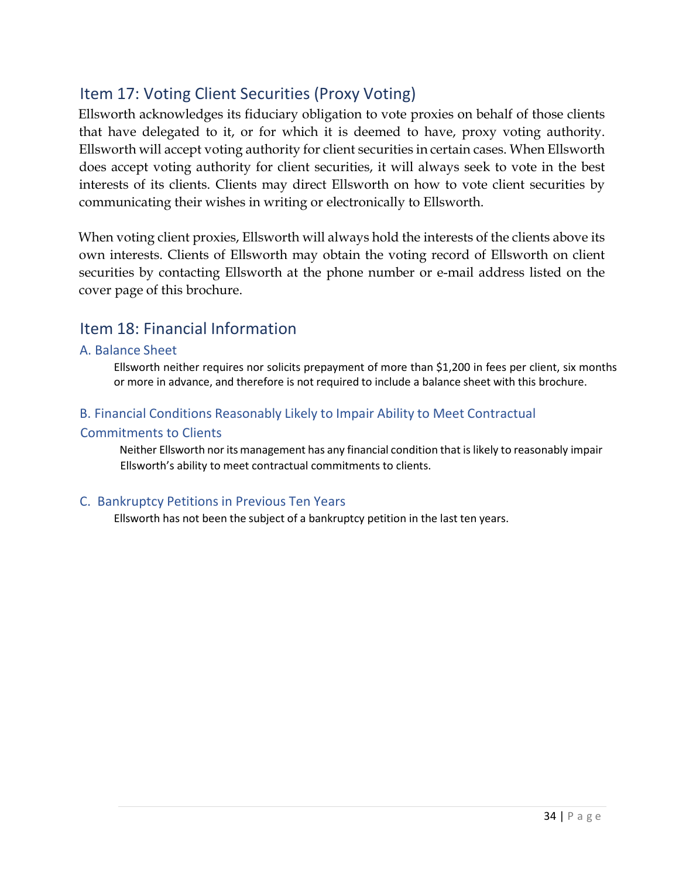## Item 17: Voting Client Securities (Proxy Voting)

Ellsworth acknowledges its fiduciary obligation to vote proxies on behalf of those clients that have delegated to it, or for which it is deemed to have, proxy voting authority. Ellsworth will accept voting authority for client securities in certain cases. When Ellsworth does accept voting authority for client securities, it will always seek to vote in the best interests of its clients. Clients may direct Ellsworth on how to vote client securities by communicating their wishes in writing or electronically to Ellsworth.

When voting client proxies, Ellsworth will always hold the interests of the clients above its own interests. Clients of Ellsworth may obtain the voting record of Ellsworth on client securities by contacting Ellsworth at the phone number or e-mail address listed on the cover page of this brochure.

## Item 18: Financial Information

### A. Balance Sheet

Ellsworth neither requires nor solicits prepayment of more than $1,200 in fees per client, six months or more in advance, and therefore is not required to include a balance sheet with this brochure.

### B. Financial Conditions Reasonably Likely to Impair Ability to Meet Contractual Commitments to Clients

Neither Ellsworth nor its management has any financial condition that is likely to reasonably impair Ellsworth's ability to meet contractual commitments to clients.

### C. Bankruptcy Petitions in Previous Ten Years

Ellsworth has not been the subject of a bankruptcy petition in the last ten years.